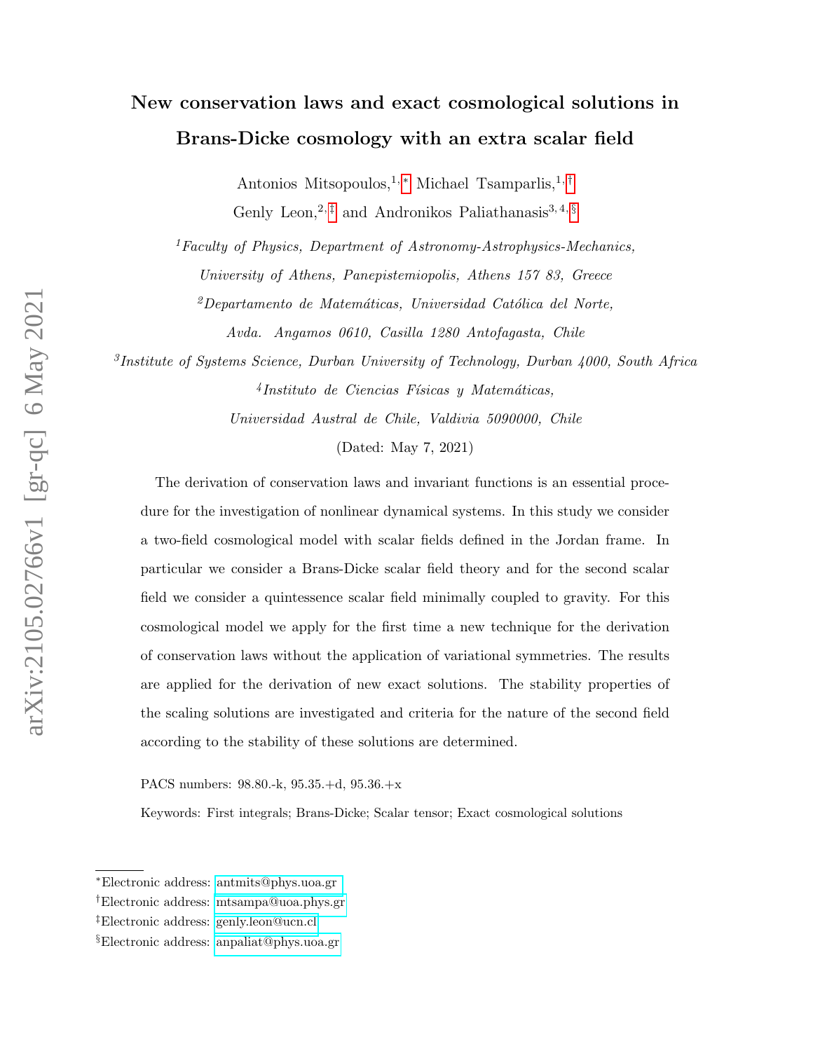# New conservation laws and exact cosmological solutions in Brans-Dicke cosmology with an extra scalar field

Antonios Mitsopoulos,[1,*] Michael Tsamparlis,[1,†] Genly Leon,[2,‡] and Andronikos Paliathanasis[3,4,§]

[1] *Faculty of Physics, Department of Astronomy-Astrophysics-Mechanics, University of Athens, Panepistemiopolis, Athens 157 83, Greece*

[2] *Departamento de Matemáticas, Universidad Católica del Norte, Avda. Angamos 0610, Casilla 1280 Antofagasta, Chile*

[3] *Institute of Systems Science, Durban University of Technology, Durban 4000, South Africa*

[4] *Instituto de Ciencias Físicas y Matemáticas, Universidad Austral de Chile, Valdivia 5090000, Chile*

(Dated: May 7, 2021)

The derivation of conservation laws and invariant functions is an essential procedure for the investigation of nonlinear dynamical systems. In this study we consider a two-field cosmological model with scalar fields defined in the Jordan frame. In particular we consider a Brans-Dicke scalar field theory and for the second scalar field we consider a quintessence scalar field minimally coupled to gravity. For this cosmological model we apply for the first time a new technique for the derivation of conservation laws without the application of variational symmetries. The results are applied for the derivation of new exact solutions. The stability properties of the scaling solutions are investigated and criteria for the nature of the second field according to the stability of these solutions are determined.

PACS numbers: 98.80.-k, 95.35.+d, 95.36.+x

Keywords: First integrals; Brans-Dicke; Scalar tensor; Exact cosmological solutions

---

[*] Electronic address: antmits@phys.uoa.gr

[†] Electronic address: mtsampa@uoa.phys.gr

[‡] Electronic address: genly.leon@ucn.cl

[§] Electronic address: anpaliat@phys.uoa.gr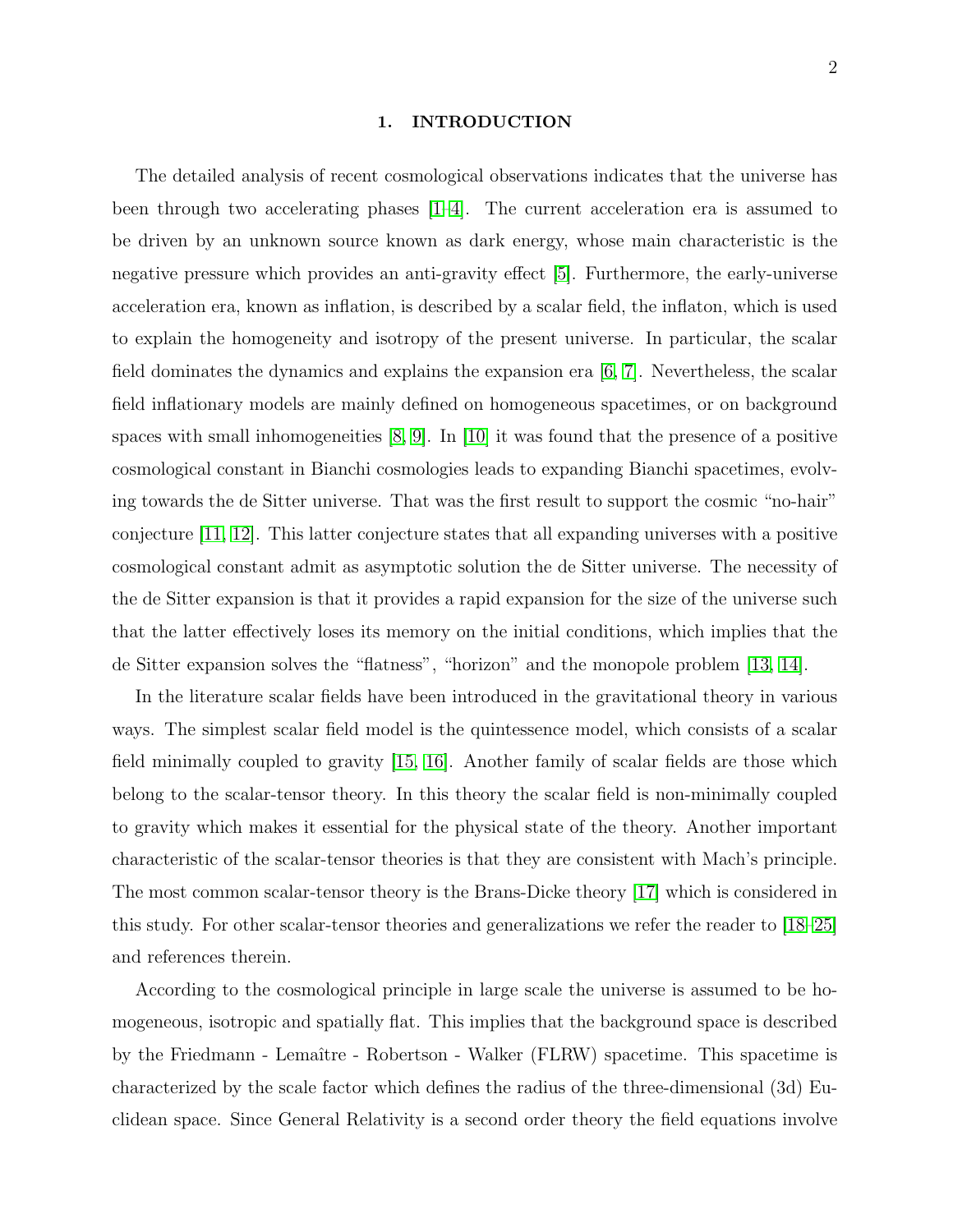# 1. INTRODUCTION

The detailed analysis of recent cosmological observations indicates that the universe has been through two accelerating phases [1–4]. The current acceleration era is assumed to be driven by an unknown source known as dark energy, whose main characteristic is the negative pressure which provides an anti-gravity effect [5]. Furthermore, the early-universe acceleration era, known as inflation, is described by a scalar field, the inflaton, which is used to explain the homogeneity and isotropy of the present universe. In particular, the scalar field dominates the dynamics and explains the expansion era [6, 7]. Nevertheless, the scalar field inflationary models are mainly defined on homogeneous spacetimes, or on background spaces with small inhomogeneities [8, 9]. In [10] it was found that the presence of a positive cosmological constant in Bianchi cosmologies leads to expanding Bianchi spacetimes, evolving towards the de Sitter universe. That was the first result to support the cosmic "no-hair" conjecture [11, 12]. This latter conjecture states that all expanding universes with a positive cosmological constant admit as asymptotic solution the de Sitter universe. The necessity of the de Sitter expansion is that it provides a rapid expansion for the size of the universe such that the latter effectively loses its memory on the initial conditions, which implies that the de Sitter expansion solves the "flatness", "horizon" and the monopole problem [13, 14].

In the literature scalar fields have been introduced in the gravitational theory in various ways. The simplest scalar field model is the quintessence model, which consists of a scalar field minimally coupled to gravity [15, 16]. Another family of scalar fields are those which belong to the scalar-tensor theory. In this theory the scalar field is non-minimally coupled to gravity which makes it essential for the physical state of the theory. Another important characteristic of the scalar-tensor theories is that they are consistent with Mach's principle. The most common scalar-tensor theory is the Brans-Dicke theory [17] which is considered in this study. For other scalar-tensor theories and generalizations we refer the reader to [18–25] and references therein.

According to the cosmological principle in large scale the universe is assumed to be homogeneous, isotropic and spatially flat. This implies that the background space is described by the Friedmann - Lemaître - Robertson - Walker (FLRW) spacetime. This spacetime is characterized by the scale factor which defines the radius of the three-dimensional (3d) Euclidean space. Since General Relativity is a second order theory the field equations involve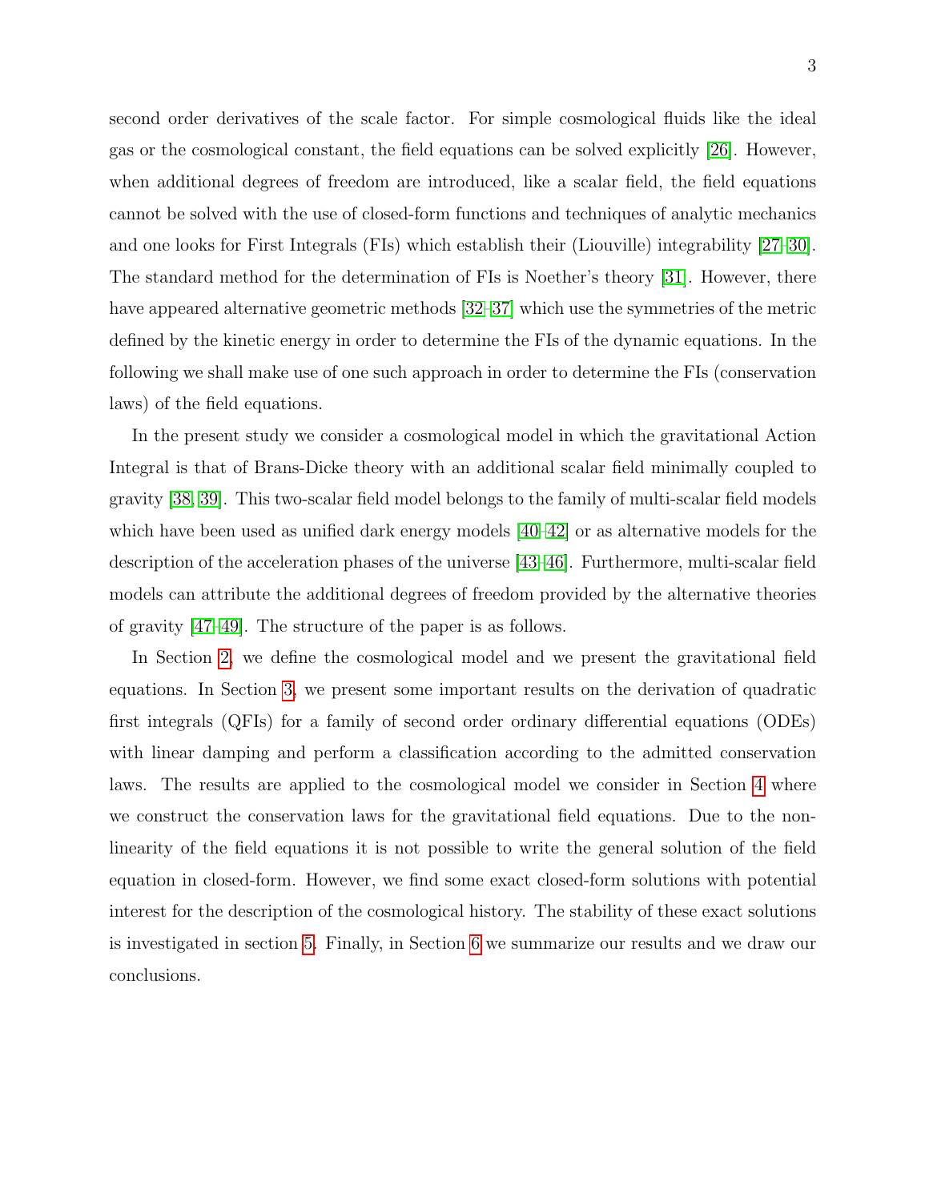second order derivatives of the scale factor. For simple cosmological fluids like the ideal gas or the cosmological constant, the field equations can be solved explicitly [26]. However, when additional degrees of freedom are introduced, like a scalar field, the field equations cannot be solved with the use of closed-form functions and techniques of analytic mechanics and one looks for First Integrals (FIs) which establish their (Liouville) integrability [27–30]. The standard method for the determination of FIs is Noether's theory [31]. However, there have appeared alternative geometric methods [32–37] which use the symmetries of the metric defined by the kinetic energy in order to determine the FIs of the dynamic equations. In the following we shall make use of one such approach in order to determine the FIs (conservation laws) of the field equations.

In the present study we consider a cosmological model in which the gravitational Action Integral is that of Brans-Dicke theory with an additional scalar field minimally coupled to gravity [38, 39]. This two-scalar field model belongs to the family of multi-scalar field models which have been used as unified dark energy models [40–42] or as alternative models for the description of the acceleration phases of the universe [43–46]. Furthermore, multi-scalar field models can attribute the additional degrees of freedom provided by the alternative theories of gravity [47–49]. The structure of the paper is as follows.

In Section 2, we define the cosmological model and we present the gravitational field equations. In Section 3, we present some important results on the derivation of quadratic first integrals (QFIs) for a family of second order ordinary differential equations (ODEs) with linear damping and perform a classification according to the admitted conservation laws. The results are applied to the cosmological model we consider in Section 4 where we construct the conservation laws for the gravitational field equations. Due to the non-linearity of the field equations it is not possible to write the general solution of the field equation in closed-form. However, we find some exact closed-form solutions with potential interest for the description of the cosmological history. The stability of these exact solutions is investigated in section 5. Finally, in Section 6 we summarize our results and we draw our conclusions.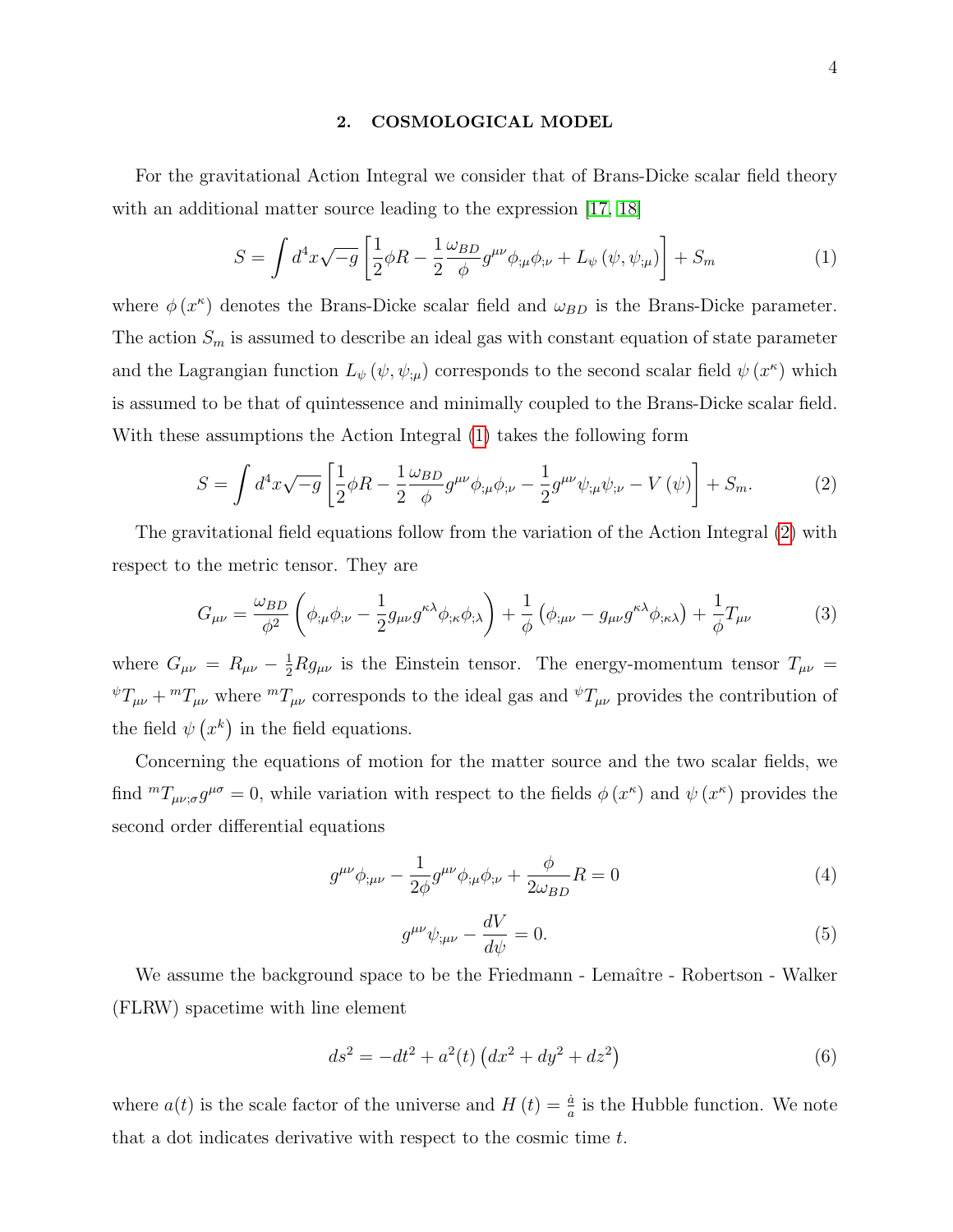## 2. COSMOLOGICAL MODEL

For the gravitational Action Integral we consider that of Brans-Dicke scalar field theory with an additional matter source leading to the expression [17, 18]

$$S=\int d^{4}x\sqrt{-g}\left[\frac{1}{2}\phi R-\frac{1}{2}\frac{\omega_{BD}}{\phi}g^{\mu\nu}\phi_{;\mu}\phi_{;\nu}+L_{\psi}\left(\psi,\psi_{;\mu}\right)\right]+S_{m} \tag{1}$$

where $\phi\left(x^{\kappa}\right)$ denotes the Brans-Dicke scalar field and $\omega_{BD}$ is the Brans-Dicke parameter. The action $S_{m}$ is assumed to describe an ideal gas with constant equation of state parameter and the Lagrangian function $L_{\psi}\left(\psi,\psi_{;\mu}\right)$ corresponds to the second scalar field $\psi\left(x^{\kappa}\right)$ which is assumed to be that of quintessence and minimally coupled to the Brans-Dicke scalar field. With these assumptions the Action Integral (1) takes the following form

$$S=\int d^{4}x\sqrt{-g}\left[\frac{1}{2}\phi R-\frac{1}{2}\frac{\omega_{BD}}{\phi}g^{\mu\nu}\phi_{;\mu}\phi_{;\nu}-\frac{1}{2}g^{\mu\nu}\psi_{;\mu}\psi_{;\nu}-V\left(\psi\right)\right]+S_{m}. \tag{2}$$

The gravitational field equations follow from the variation of the Action Integral (2) with respect to the metric tensor. They are

$$G_{\mu\nu}=\frac{\omega_{BD}}{\phi^{2}}\left(\phi_{;\mu}\phi_{;\nu}-\frac{1}{2}g_{\mu\nu}g^{\kappa\lambda}\phi_{;\kappa}\phi_{;\lambda}\right)+\frac{1}{\phi}\left(\phi_{;\mu\nu}-g_{\mu\nu}g^{\kappa\lambda}\phi_{;\kappa\lambda}\right)+\frac{1}{\phi}T_{\mu\nu} \tag{3}$$

where $G_{\mu\nu}=R_{\mu\nu}-\frac{1}{2}Rg_{\mu\nu}$ is the Einstein tensor. The energy-momentum tensor $T_{\mu\nu}={}^{\psi}T_{\mu\nu}+{}^{m}T_{\mu\nu}$ where ${}^{m}T_{\mu\nu}$ corresponds to the ideal gas and ${}^{\psi}T_{\mu\nu}$ provides the contribution of the field $\psi\left(x^{k}\right)$ in the field equations.

Concerning the equations of motion for the matter source and the two scalar fields, we find ${}^{m}T_{\mu\nu;\sigma}g^{\mu\sigma}=0$, while variation with respect to the fields $\phi\left(x^{\kappa}\right)$ and $\psi\left(x^{\kappa}\right)$ provides the second order differential equations

$$g^{\mu\nu}\phi_{;\mu\nu}-\frac{1}{2\phi}g^{\mu\nu}\phi_{;\mu}\phi_{;\nu}+\frac{\phi}{2\omega_{BD}}R=0 \tag{4}$$

$$g^{\mu\nu}\psi_{;\mu\nu}-\frac{dV}{d\psi}=0. \tag{5}$$

We assume the background space to be the Friedmann - Lemaître - Robertson - Walker (FLRW) spacetime with line element

$$ds^{2}=-dt^{2}+a^{2}(t)\left(dx^{2}+dy^{2}+dz^{2}\right) \tag{6}$$

where $a(t)$ is the scale factor of the universe and $H\left(t\right)=\frac{\dot{a}}{a}$ is the Hubble function. We note that a dot indicates derivative with respect to the cosmic time $t$.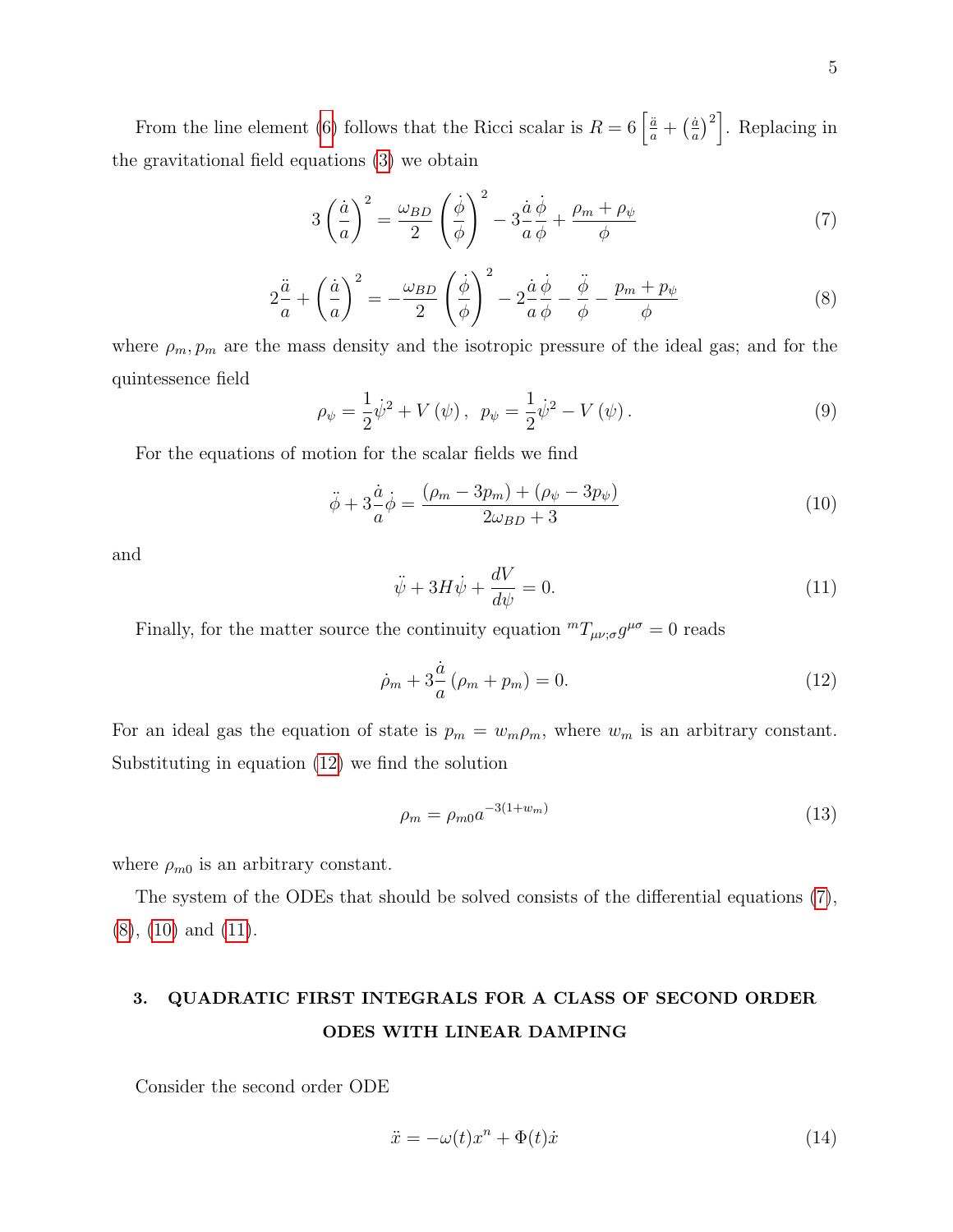From the line element (6) follows that the Ricci scalar is $R = 6\left[\frac{\ddot{a}}{a} + \left(\frac{\dot{a}}{a}\right)^2\right]$. Replacing in the gravitational field equations (3) we obtain

$$3\left(\frac{\dot{a}}{a}\right)^2 = \frac{\omega_{BD}}{2}\left(\frac{\dot{\phi}}{\phi}\right)^2 - 3\frac{\dot{a}}{a}\frac{\dot{\phi}}{\phi} + \frac{\rho_m + \rho_\psi}{\phi} \tag{7}$$

$$2\frac{\ddot{a}}{a} + \left(\frac{\dot{a}}{a}\right)^2 = -\frac{\omega_{BD}}{2}\left(\frac{\dot{\phi}}{\phi}\right)^2 - 2\frac{\dot{a}}{a}\frac{\dot{\phi}}{\phi} - \frac{\ddot{\phi}}{\phi} - \frac{p_m + p_\psi}{\phi} \tag{8}$$

where $\rho_m, p_m$ are the mass density and the isotropic pressure of the ideal gas; and for the quintessence field

$$\rho_\psi = \frac{1}{2}\dot{\psi}^2 + V(\psi), \quad p_\psi = \frac{1}{2}\dot{\psi}^2 - V(\psi). \tag{9}$$

For the equations of motion for the scalar fields we find

$$\ddot{\phi} + 3\frac{\dot{a}}{a}\dot{\phi} = \frac{(\rho_m - 3p_m) + (\rho_\psi - 3p_\psi)}{2\omega_{BD} + 3} \tag{10}$$

and

$$\ddot{\psi} + 3H\dot{\psi} + \frac{dV}{d\psi} = 0. \tag{11}$$

Finally, for the matter source the continuity equation ${}^{m}T_{\mu\nu;\sigma}g^{\mu\sigma} = 0$ reads

$$\dot{\rho}_m + 3\frac{\dot{a}}{a}(\rho_m + p_m) = 0. \tag{12}$$

For an ideal gas the equation of state is $p_m = w_m \rho_m$, where $w_m$ is an arbitrary constant. Substituting in equation (12) we find the solution

$$\rho_m = \rho_{m0} a^{-3(1+w_m)} \tag{13}$$

where $\rho_{m0}$ is an arbitrary constant.

The system of the ODEs that should be solved consists of the differential equations (7), (8), (10) and (11).

## 3. QUADRATIC FIRST INTEGRALS FOR A CLASS OF SECOND ORDER ODES WITH LINEAR DAMPING

Consider the second order ODE

$$\ddot{x} = -\omega(t)x^n + \Phi(t)\dot{x} \tag{14}$$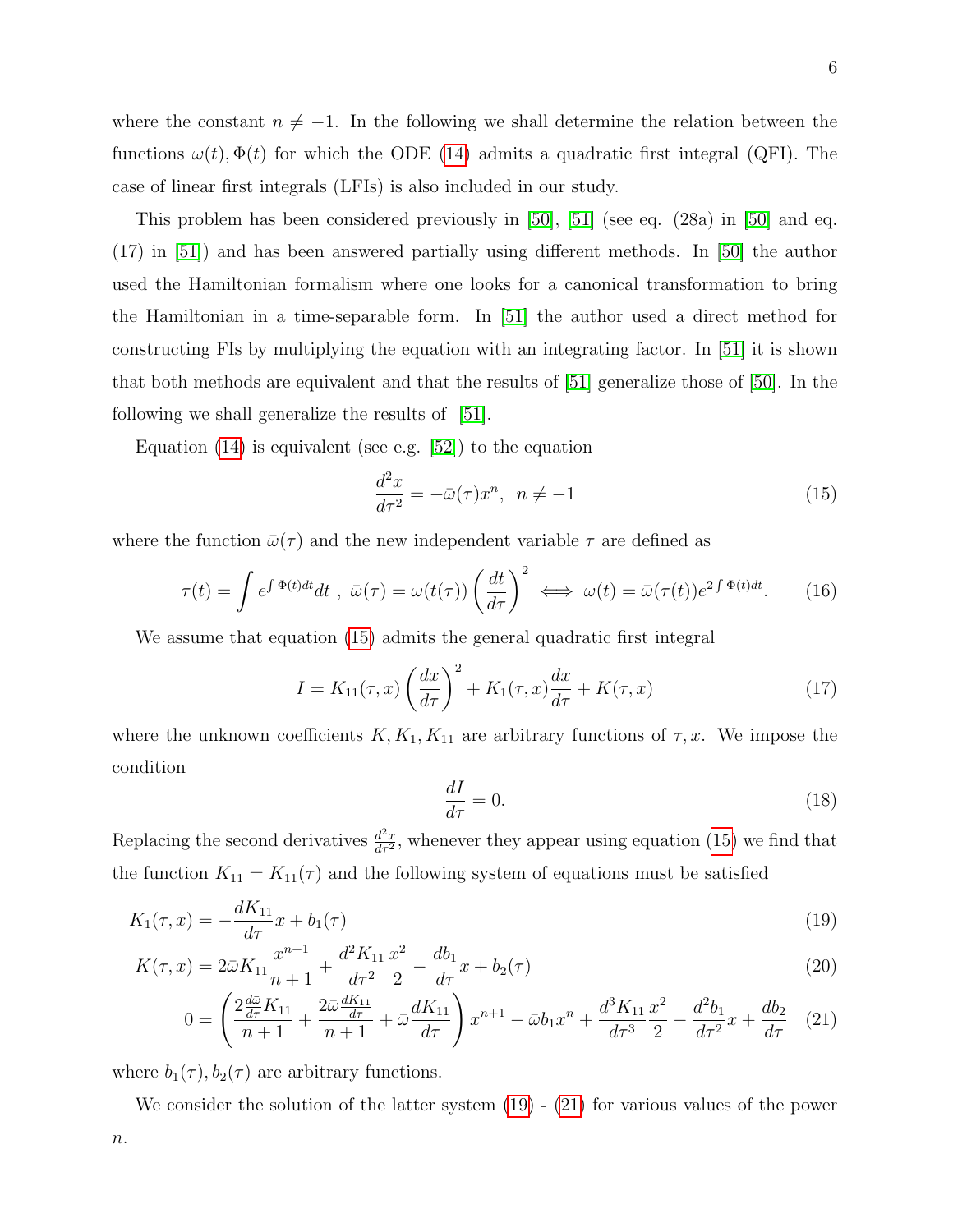where the constant $n \neq -1$. In the following we shall determine the relation between the functions $\omega(t), \Phi(t)$ for which the ODE (14) admits a quadratic first integral (QFI). The case of linear first integrals (LFIs) is also included in our study.

This problem has been considered previously in [50], [51] (see eq. (28a) in [50] and eq. (17) in [51]) and has been answered partially using different methods. In [50] the author used the Hamiltonian formalism where one looks for a canonical transformation to bring the Hamiltonian in a time-separable form. In [51] the author used a direct method for constructing FIs by multiplying the equation with an integrating factor. In [51] it is shown that both methods are equivalent and that the results of [51] generalize those of [50]. In the following we shall generalize the results of [51].

Equation (14) is equivalent (see e.g. [52]) to the equation

$$\frac{d^2x}{d\tau^2} = -\bar{\omega}(\tau)x^n, \ \ n \neq -1 \tag{15}$$

where the function $\bar{\omega}(\tau)$ and the new independent variable $\tau$ are defined as

$$\tau(t) = \int e^{\int \Phi(t)dt}dt \ , \ \bar{\omega}(\tau) = \omega(t(\tau))\left(\frac{dt}{d\tau}\right)^2 \iff \omega(t) = \bar{\omega}(\tau(t))e^{2\int \Phi(t)dt}. \tag{16}$$

We assume that equation (15) admits the general quadratic first integral

$$I = K_{11}(\tau, x)\left(\frac{dx}{d\tau}\right)^2 + K_1(\tau, x)\frac{dx}{d\tau} + K(\tau, x) \tag{17}$$

where the unknown coefficients $K, K_1, K_{11}$ are arbitrary functions of $\tau, x$. We impose the condition

$$\frac{dI}{d\tau} = 0. \tag{18}$$

Replacing the second derivatives $\frac{d^2x}{d\tau^2}$, whenever they appear using equation (15) we find that the function $K_{11} = K_{11}(\tau)$ and the following system of equations must be satisfied

$$K_1(\tau, x) = -\frac{dK_{11}}{d\tau}x + b_1(\tau) \tag{19}$$

$$K(\tau, x) = 2\bar{\omega}K_{11}\frac{x^{n+1}}{n+1} + \frac{d^2K_{11}}{d\tau^2}\frac{x^2}{2} - \frac{db_1}{d\tau}x + b_2(\tau) \tag{20}$$

$$0 = \left(\frac{2\frac{d\bar{\omega}}{d\tau}K_{11}}{n+1} + \frac{2\bar{\omega}\frac{dK_{11}}{d\tau}}{n+1} + \bar{\omega}\frac{dK_{11}}{d\tau}\right)x^{n+1} - \bar{\omega}b_1x^n + \frac{d^3K_{11}}{d\tau^3}\frac{x^2}{2} - \frac{d^2b_1}{d\tau^2}x + \frac{db_2}{d\tau} \tag{21}$$

where $b_1(\tau), b_2(\tau)$ are arbitrary functions.

We consider the solution of the latter system (19) - (21) for various values of the power $n$.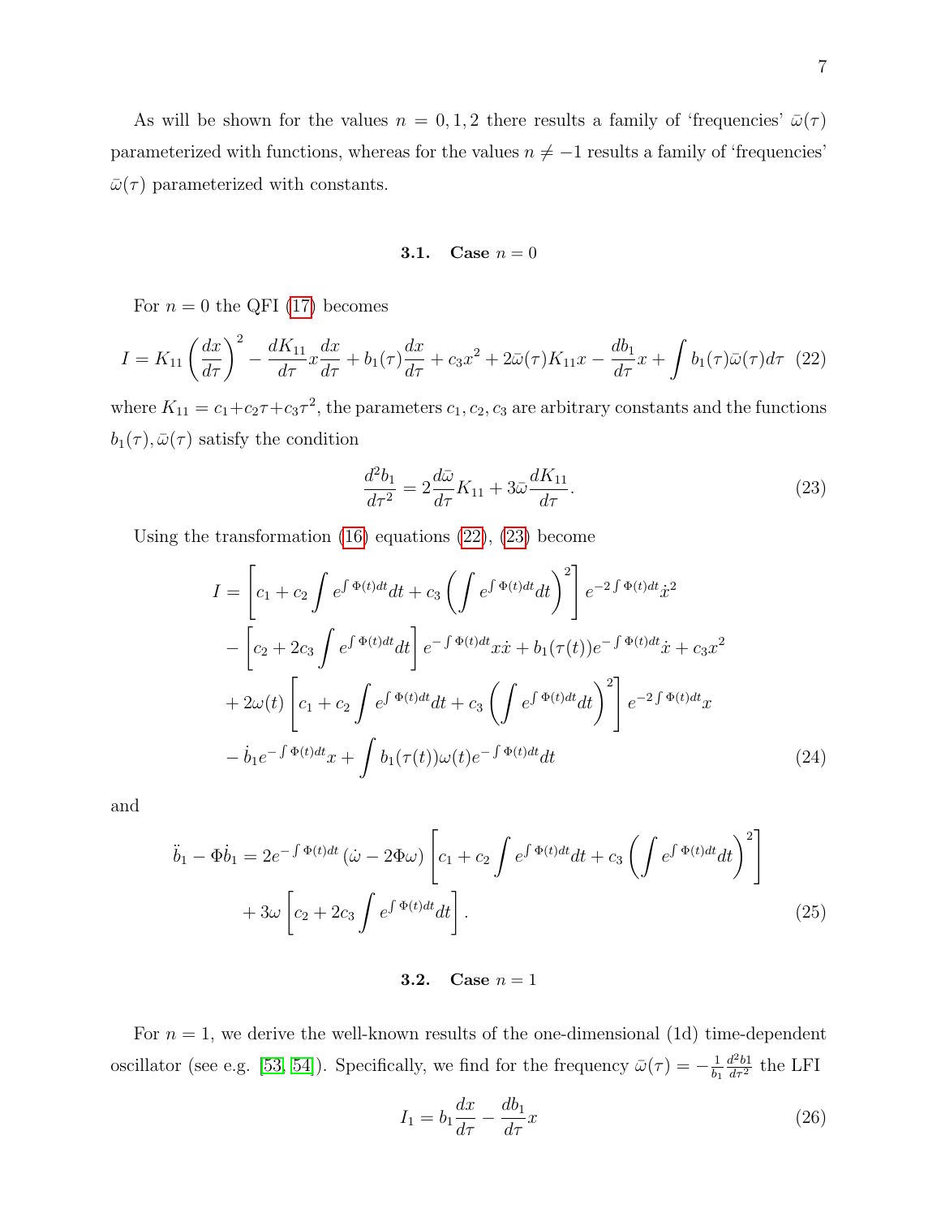As will be shown for the values $n = 0, 1, 2$ there results a family of 'frequencies' $\bar{\omega}(\tau)$ parameterized with functions, whereas for the values $n \neq -1$ results a family of 'frequencies' $\bar{\omega}(\tau)$ parameterized with constants.

### 3.1. Case $n = 0$

For $n = 0$ the QFI (17) becomes

$$I = K_{11}\left(\frac{dx}{d\tau}\right)^2 - \frac{dK_{11}}{d\tau}x\frac{dx}{d\tau} + b_1(\tau)\frac{dx}{d\tau} + c_3x^2 + 2\bar{\omega}(\tau)K_{11}x - \frac{db_1}{d\tau}x + \int b_1(\tau)\bar{\omega}(\tau)d\tau \tag{22}$$

where $K_{11} = c_1 + c_2\tau + c_3\tau^2$, the parameters $c_1, c_2, c_3$ are arbitrary constants and the functions $b_1(\tau), \bar{\omega}(\tau)$ satisfy the condition

$$\frac{d^2b_1}{d\tau^2} = 2\frac{d\bar{\omega}}{d\tau}K_{11} + 3\bar{\omega}\frac{dK_{11}}{d\tau}. \tag{23}$$

Using the transformation (16) equations (22), (23) become

$$\begin{aligned}
I = &\left[c_1 + c_2\int e^{\int\Phi(t)dt}dt + c_3\left(\int e^{\int\Phi(t)dt}dt\right)^2\right]e^{-2\int\Phi(t)dt}\dot{x}^2 \\
&- \left[c_2 + 2c_3\int e^{\int\Phi(t)dt}dt\right]e^{-\int\Phi(t)dt}x\dot{x} + b_1(\tau(t))e^{-\int\Phi(t)dt}\dot{x} + c_3x^2 \\
&+ 2\omega(t)\left[c_1 + c_2\int e^{\int\Phi(t)dt}dt + c_3\left(\int e^{\int\Phi(t)dt}dt\right)^2\right]e^{-2\int\Phi(t)dt}x \\
&- \dot{b}_1e^{-\int\Phi(t)dt}x + \int b_1(\tau(t))\omega(t)e^{-\int\Phi(t)dt}dt
\end{aligned} \tag{24}$$

and

$$\begin{aligned}
\ddot{b}_1 - \Phi\dot{b}_1 = &\, 2e^{-\int\Phi(t)dt}\left(\dot{\omega} - 2\Phi\omega\right)\left[c_1 + c_2\int e^{\int\Phi(t)dt}dt + c_3\left(\int e^{\int\Phi(t)dt}dt\right)^2\right] \\
&+ 3\omega\left[c_2 + 2c_3\int e^{\int\Phi(t)dt}dt\right].
\end{aligned} \tag{25}$$

### 3.2. Case $n = 1$

For $n = 1$, we derive the well-known results of the one-dimensional (1d) time-dependent oscillator (see e.g. [53, 54]). Specifically, we find for the frequency $\bar{\omega}(\tau) = -\frac{1}{b_1}\frac{d^2b1}{d\tau^2}$ the LFI

$$I_1 = b_1\frac{dx}{d\tau} - \frac{db_1}{d\tau}x \tag{26}$$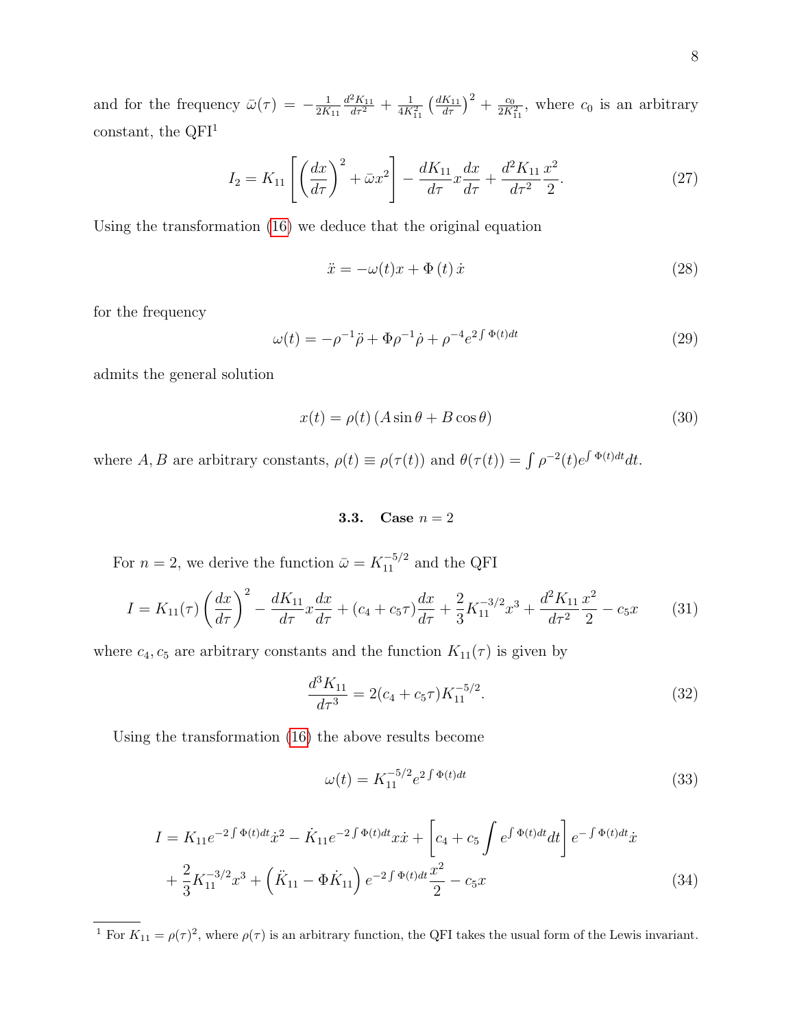and for the frequency $\bar{\omega}(\tau) = -\frac{1}{2K_{11}}\frac{d^2K_{11}}{d\tau^2} + \frac{1}{4K_{11}^2}\left(\frac{dK_{11}}{d\tau}\right)^2 + \frac{c_0}{2K_{11}^2}$, where $c_0$ is an arbitrary constant, the QFI[1]

$$I_2 = K_{11}\left[\left(\frac{dx}{d\tau}\right)^2 + \bar{\omega}x^2\right] - \frac{dK_{11}}{d\tau}x\frac{dx}{d\tau} + \frac{d^2K_{11}}{d\tau^2}\frac{x^2}{2}. \tag{27}$$

Using the transformation (16) we deduce that the original equation

$$\ddot{x} = -\omega(t)x + \Phi(t)\dot{x} \tag{28}$$

for the frequency

$$\omega(t) = -\rho^{-1}\ddot{\rho} + \Phi\rho^{-1}\dot{\rho} + \rho^{-4}e^{2\int\Phi(t)dt} \tag{29}$$

admits the general solution

$$x(t) = \rho(t)\left(A\sin\theta + B\cos\theta\right) \tag{30}$$

where $A, B$ are arbitrary constants, $\rho(t) \equiv \rho(\tau(t))$ and $\theta(\tau(t)) = \int \rho^{-2}(t)e^{\int\Phi(t)dt}dt$.

### 3.3. Case $n = 2$

For $n = 2$, we derive the function $\bar{\omega} = K_{11}^{-5/2}$ and the QFI

$$I = K_{11}(\tau)\left(\frac{dx}{d\tau}\right)^2 - \frac{dK_{11}}{d\tau}x\frac{dx}{d\tau} + (c_4 + c_5\tau)\frac{dx}{d\tau} + \frac{2}{3}K_{11}^{-3/2}x^3 + \frac{d^2K_{11}}{d\tau^2}\frac{x^2}{2} - c_5x \tag{31}$$

where $c_4, c_5$ are arbitrary constants and the function $K_{11}(\tau)$ is given by

$$\frac{d^3K_{11}}{d\tau^3} = 2(c_4 + c_5\tau)K_{11}^{-5/2}. \tag{32}$$

Using the transformation (16) the above results become

$$\omega(t) = K_{11}^{-5/2}e^{2\int\Phi(t)dt} \tag{33}$$

$$I = K_{11}e^{-2\int\Phi(t)dt}\dot{x}^2 - \dot{K}_{11}e^{-2\int\Phi(t)dt}x\dot{x} + \left[c_4 + c_5\int e^{\int\Phi(t)dt}dt\right]e^{-\int\Phi(t)dt}\dot{x}$$
$$+ \frac{2}{3}K_{11}^{-3/2}x^3 + \left(\ddot{K}_{11} - \Phi\dot{K}_{11}\right)e^{-2\int\Phi(t)dt}\frac{x^2}{2} - c_5x \tag{34}$$

---

[1] For $K_{11} = \rho(\tau)^2$, where $\rho(\tau)$ is an arbitrary function, the QFI takes the usual form of the Lewis invariant.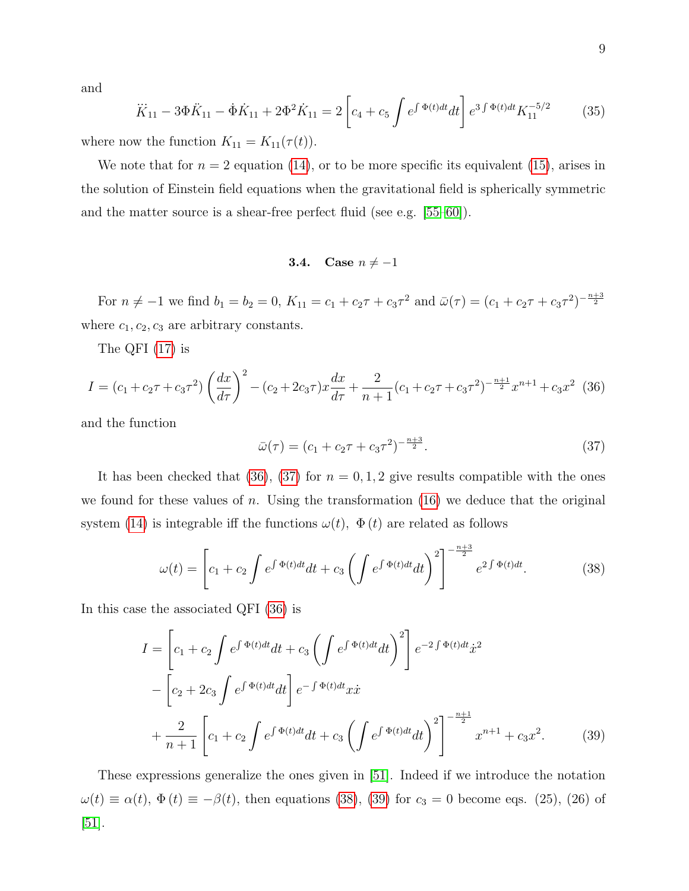and

$$\dddot{K}_{11} - 3\Phi\ddot{K}_{11} - \dot{\Phi}\dot{K}_{11} + 2\Phi^2\dot{K}_{11} = 2\left[c_4 + c_5 \int e^{\int \Phi(t)dt}dt\right] e^{3\int \Phi(t)dt} K_{11}^{-5/2} \tag{35}$$

where now the function $K_{11} = K_{11}(\tau(t))$.

We note that for $n = 2$ equation (14), or to be more specific its equivalent (15), arises in the solution of Einstein field equations when the gravitational field is spherically symmetric and the matter source is a shear-free perfect fluid (see e.g. [55–60]).

### 3.4. Case $n \neq -1$

For $n \neq -1$ we find $b_1 = b_2 = 0$, $K_{11} = c_1 + c_2\tau + c_3\tau^2$ and $\bar{\omega}(\tau) = (c_1 + c_2\tau + c_3\tau^2)^{-\frac{n+3}{2}}$ where $c_1, c_2, c_3$ are arbitrary constants.

The QFI (17) is

$$I = (c_1 + c_2\tau + c_3\tau^2)\left(\frac{dx}{d\tau}\right)^2 - (c_2 + 2c_3\tau)x\frac{dx}{d\tau} + \frac{2}{n+1}(c_1 + c_2\tau + c_3\tau^2)^{-\frac{n+1}{2}}x^{n+1} + c_3x^2 \tag{36}$$

and the function

$$\bar{\omega}(\tau) = (c_1 + c_2\tau + c_3\tau^2)^{-\frac{n+3}{2}}. \tag{37}$$

It has been checked that (36), (37) for $n = 0, 1, 2$ give results compatible with the ones we found for these values of $n$. Using the transformation (16) we deduce that the original system (14) is integrable iff the functions $\omega(t)$, $\Phi(t)$ are related as follows

$$\omega(t) = \left[c_1 + c_2\int e^{\int \Phi(t)dt}dt + c_3\left(\int e^{\int \Phi(t)dt}dt\right)^2\right]^{-\frac{n+3}{2}} e^{2\int \Phi(t)dt}. \tag{38}$$

In this case the associated QFI (36) is

$$\begin{aligned}
I &= \left[c_1 + c_2\int e^{\int \Phi(t)dt}dt + c_3\left(\int e^{\int \Phi(t)dt}dt\right)^2\right] e^{-2\int \Phi(t)dt}\dot{x}^2 \\
&- \left[c_2 + 2c_3\int e^{\int \Phi(t)dt}dt\right] e^{-\int \Phi(t)dt}x\dot{x} \\
&+ \frac{2}{n+1}\left[c_1 + c_2\int e^{\int \Phi(t)dt}dt + c_3\left(\int e^{\int \Phi(t)dt}dt\right)^2\right]^{-\frac{n+1}{2}} x^{n+1} + c_3x^2.
\end{aligned} \tag{39}$$

These expressions generalize the ones given in [51]. Indeed if we introduce the notation $\omega(t) \equiv \alpha(t)$, $\Phi(t) \equiv -\beta(t)$, then equations (38), (39) for $c_3 = 0$ become eqs. (25), (26) of [51].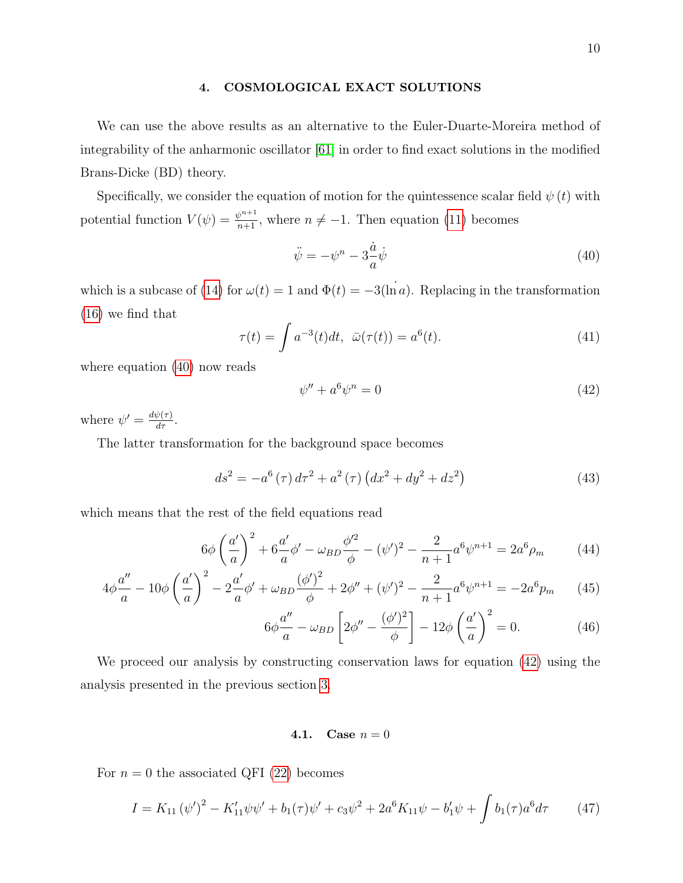## 4. COSMOLOGICAL EXACT SOLUTIONS

We can use the above results as an alternative to the Euler-Duarte-Moreira method of integrability of the anharmonic oscillator [61] in order to find exact solutions in the modified Brans-Dicke (BD) theory.

Specifically, we consider the equation of motion for the quintessence scalar field $\psi(t)$ with potential function $V(\psi) = \frac{\psi^{n+1}}{n+1}$, where $n \neq -1$. Then equation (11) becomes

$$\ddot{\psi} = -\psi^n - 3\frac{\dot{a}}{a}\dot{\psi} \tag{40}$$

which is a subcase of (14) for $\omega(t) = 1$ and $\Phi(t) = -3(\dot{\ln a})$. Replacing in the transformation (16) we find that

$$\tau(t) = \int a^{-3}(t)dt, \;\; \bar{\omega}(\tau(t)) = a^6(t). \tag{41}$$

where equation (40) now reads

$$\psi'' + a^6\psi^n = 0 \tag{42}$$

where $\psi' = \frac{d\psi(\tau)}{d\tau}$.

The latter transformation for the background space becomes

$$ds^2 = -a^6(\tau)\,d\tau^2 + a^2(\tau)\left(dx^2 + dy^2 + dz^2\right) \tag{43}$$

which means that the rest of the field equations read

$$6\phi\left(\frac{a'}{a}\right)^2 + 6\frac{a'}{a}\phi' - \omega_{BD}\frac{\phi'^2}{\phi} - (\psi')^2 - \frac{2}{n+1}a^6\psi^{n+1} = 2a^6\rho_m \tag{44}$$

$$4\phi\frac{a''}{a} - 10\phi\left(\frac{a'}{a}\right)^2 - 2\frac{a'}{a}\phi' + \omega_{BD}\frac{(\phi')^2}{\phi} + 2\phi'' + (\psi')^2 - \frac{2}{n+1}a^6\psi^{n+1} = -2a^6p_m \tag{45}$$

$$6\phi\frac{a''}{a} - \omega_{BD}\left[2\phi'' - \frac{(\phi')^2}{\phi}\right] - 12\phi\left(\frac{a'}{a}\right)^2 = 0. \tag{46}$$

We proceed our analysis by constructing conservation laws for equation (42) using the analysis presented in the previous section 3.

### 4.1. Case $n = 0$

For $n = 0$ the associated QFI (22) becomes

$$I = K_{11}(\psi')^2 - K'_{11}\psi\psi' + b_1(\tau)\psi' + c_3\psi^2 + 2a^6K_{11}\psi - b'_1\psi + \int b_1(\tau)a^6 d\tau \tag{47}$$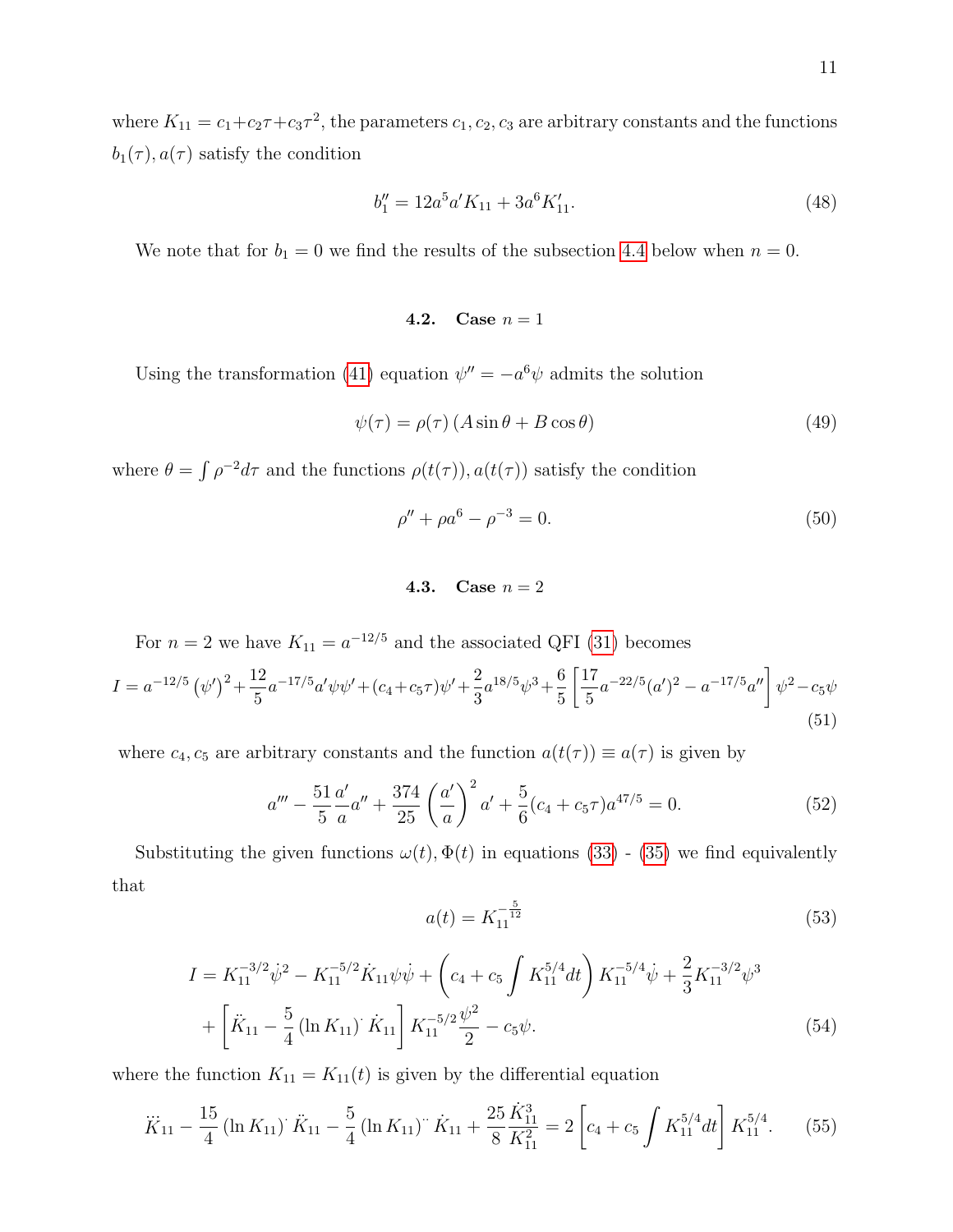where $K_{11} = c_1 + c_2\tau + c_3\tau^2$, the parameters $c_1, c_2, c_3$ are arbitrary constants and the functions $b_1(\tau), a(\tau)$ satisfy the condition

$$b_1'' = 12a^5 a' K_{11} + 3a^6 K_{11}'. \tag{48}$$

We note that for $b_1 = 0$ we find the results of the subsection 4.4 below when $n = 0$.

### 4.2. Case $n = 1$

Using the transformation (41) equation $\psi'' = -a^6\psi$ admits the solution

$$\psi(\tau) = \rho(\tau)\left(A\sin\theta + B\cos\theta\right) \tag{49}$$

where $\theta = \int \rho^{-2} d\tau$ and the functions $\rho(t(\tau)), a(t(\tau))$ satisfy the condition

$$\rho'' + \rho a^6 - \rho^{-3} = 0. \tag{50}$$

### 4.3. Case $n = 2$

For $n = 2$ we have $K_{11} = a^{-12/5}$ and the associated QFI (31) becomes

$$I = a^{-12/5}\left(\psi'\right)^2 + \frac{12}{5}a^{-17/5}a'\psi\psi' + (c_4 + c_5\tau)\psi' + \frac{2}{3}a^{18/5}\psi^3 + \frac{6}{5}\left[\frac{17}{5}a^{-22/5}(a')^2 - a^{-17/5}a''\right]\psi^2 - c_5\psi \tag{51}$$

where $c_4, c_5$ are arbitrary constants and the function $a(t(\tau)) \equiv a(\tau)$ is given by

$$a''' - \frac{51}{5}\frac{a'}{a}a'' + \frac{374}{25}\left(\frac{a'}{a}\right)^2 a' + \frac{5}{6}(c_4 + c_5\tau)a^{47/5} = 0. \tag{52}$$

Substituting the given functions $\omega(t), \Phi(t)$ in equations (33) - (35) we find equivalently that

$$a(t) = K_{11}^{-\frac{5}{12}} \tag{53}$$

$$\begin{aligned} I = {} & K_{11}^{-3/2}\dot{\psi}^2 - K_{11}^{-5/2}\dot{K}_{11}\psi\dot{\psi} + \left(c_4 + c_5\int K_{11}^{5/4}dt\right)K_{11}^{-5/4}\dot{\psi} + \frac{2}{3}K_{11}^{-3/2}\psi^3 \\ & + \left[\ddot{K}_{11} - \frac{5}{4}\left(\ln K_{11}\right)^{\cdot}\dot{K}_{11}\right]K_{11}^{-5/2}\frac{\psi^2}{2} - c_5\psi. \end{aligned} \tag{54}$$

where the function $K_{11} = K_{11}(t)$ is given by the differential equation

$$\dddot{K}_{11} - \frac{15}{4}\left(\ln K_{11}\right)^{\cdot}\ddot{K}_{11} - \frac{5}{4}\left(\ln K_{11}\right)^{\cdot\cdot}\dot{K}_{11} + \frac{25}{8}\frac{\dot{K}_{11}^3}{K_{11}^2} = 2\left[c_4 + c_5\int K_{11}^{5/4}dt\right]K_{11}^{5/4}. \tag{55}$$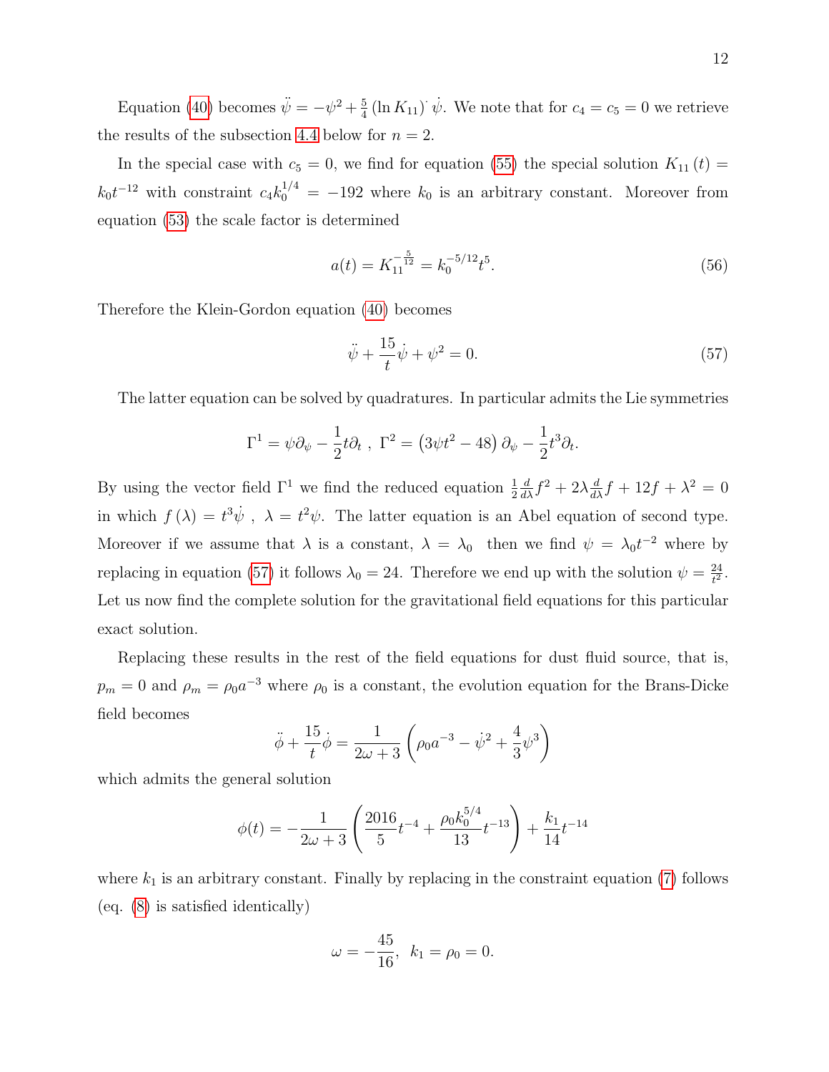Equation (40) becomes $\ddot{\psi} = -\psi^2 + \frac{5}{4} (\ln K_{11})^{\cdot} \dot{\psi}$. We note that for $c_4 = c_5 = 0$ we retrieve the results of the subsection 4.4 below for $n = 2$.

In the special case with $c_5 = 0$, we find for equation (55) the special solution $K_{11}(t) = k_0 t^{-12}$ with constraint $c_4 k_0^{1/4} = -192$ where $k_0$ is an arbitrary constant. Moreover from equation (53) the scale factor is determined

$$a(t) = K_{11}^{-\frac{5}{12}} = k_0^{-5/12} t^5. \tag{56}$$

Therefore the Klein-Gordon equation (40) becomes

$$\ddot{\psi} + \frac{15}{t}\dot{\psi} + \psi^2 = 0. \tag{57}$$

The latter equation can be solved by quadratures. In particular admits the Lie symmetries

$$\Gamma^1 = \psi \partial_\psi - \frac{1}{2} t \partial_t \ , \ \Gamma^2 = \left(3\psi t^2 - 48\right) \partial_\psi - \frac{1}{2} t^3 \partial_t.$$

By using the vector field $\Gamma^1$ we find the reduced equation $\frac{1}{2}\frac{d}{d\lambda} f^2 + 2\lambda \frac{d}{d\lambda} f + 12 f + \lambda^2 = 0$ in which $f(\lambda) = t^3 \dot{\psi}$ , $\lambda = t^2 \psi$. The latter equation is an Abel equation of second type. Moreover if we assume that $\lambda$ is a constant, $\lambda = \lambda_0$ then we find $\psi = \lambda_0 t^{-2}$ where by replacing in equation (57) it follows $\lambda_0 = 24$. Therefore we end up with the solution $\psi = \frac{24}{t^2}$. Let us now find the complete solution for the gravitational field equations for this particular exact solution.

Replacing these results in the rest of the field equations for dust fluid source, that is, $p_m = 0$ and $\rho_m = \rho_0 a^{-3}$ where $\rho_0$ is a constant, the evolution equation for the Brans-Dicke field becomes

$$\ddot{\phi} + \frac{15}{t}\dot{\phi} = \frac{1}{2\omega + 3}\left(\rho_0 a^{-3} - \dot{\psi}^2 + \frac{4}{3}\psi^3\right)$$

which admits the general solution

$$\phi(t) = -\frac{1}{2\omega + 3}\left(\frac{2016}{5} t^{-4} + \frac{\rho_0 k_0^{5/4}}{13} t^{-13}\right) + \frac{k_1}{14} t^{-14}$$

where $k_1$ is an arbitrary constant. Finally by replacing in the constraint equation (7) follows (eq. (8) is satisfied identically)

$$\omega = -\frac{45}{16}, \ \ k_1 = \rho_0 = 0.$$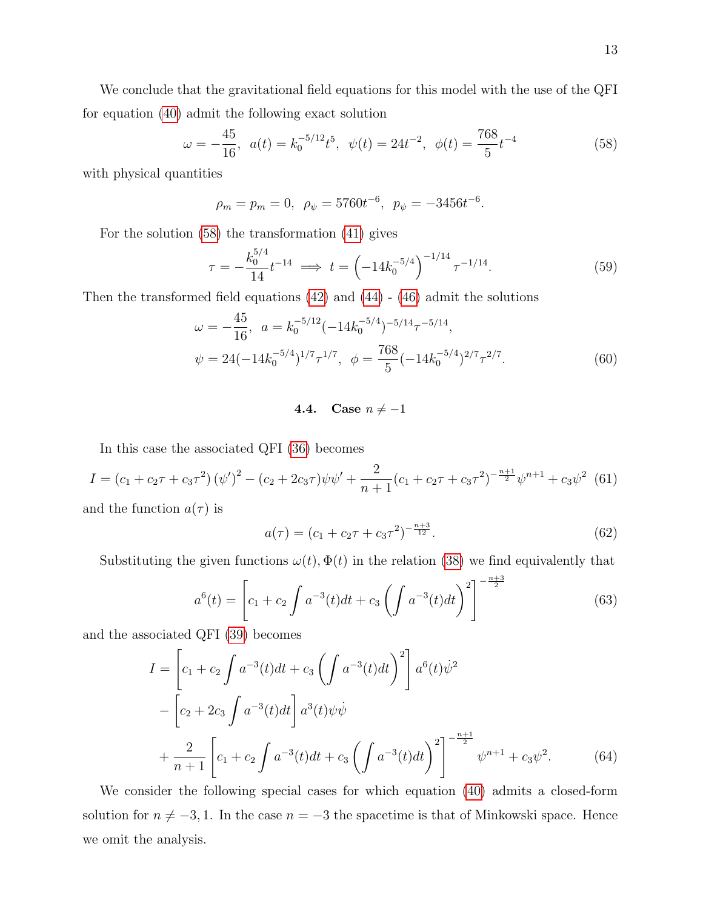We conclude that the gravitational field equations for this model with the use of the QFI for equation (40) admit the following exact solution

$$\omega = -\frac{45}{16}, \;\; a(t) = k_0^{-5/12} t^5, \;\; \psi(t) = 24t^{-2}, \;\; \phi(t) = \frac{768}{5} t^{-4} \tag{58}$$

with physical quantities

$$\rho_m = p_m = 0, \;\; \rho_\psi = 5760 t^{-6}, \;\; p_\psi = -3456 t^{-6}.$$

For the solution (58) the transformation (41) gives

$$\tau = -\frac{k_0^{5/4}}{14} t^{-14} \implies t = \left(-14 k_0^{-5/4}\right)^{-1/14} \tau^{-1/14}. \tag{59}$$

Then the transformed field equations (42) and (44) - (46) admit the solutions

$$\begin{aligned}
&\omega = -\frac{45}{16}, \;\; a = k_0^{-5/12} (-14 k_0^{-5/4})^{-5/14} \tau^{-5/14}, \\
&\psi = 24(-14 k_0^{-5/4})^{1/7} \tau^{1/7}, \;\; \phi = \frac{768}{5} (-14 k_0^{-5/4})^{2/7} \tau^{2/7}.
\end{aligned} \tag{60}$$

### 4.4. Case $n \neq -1$

In this case the associated QFI (36) becomes

$$I = (c_1 + c_2\tau + c_3\tau^2)\left(\psi'\right)^2 - (c_2 + 2c_3\tau)\psi\psi' + \frac{2}{n+1}(c_1 + c_2\tau + c_3\tau^2)^{-\frac{n+1}{2}}\psi^{n+1} + c_3\psi^2 \tag{61}$$

and the function $a(\tau)$ is

$$a(\tau) = (c_1 + c_2\tau + c_3\tau^2)^{-\frac{n+3}{12}}. \tag{62}$$

Substituting the given functions $\omega(t), \Phi(t)$ in the relation (38) we find equivalently that

$$a^6(t) = \left[c_1 + c_2 \int a^{-3}(t)dt + c_3 \left(\int a^{-3}(t)dt\right)^2\right]^{-\frac{n+3}{2}} \tag{63}$$

and the associated QFI (39) becomes

$$\begin{aligned}
I = &\left[c_1 + c_2 \int a^{-3}(t)dt + c_3 \left(\int a^{-3}(t)dt\right)^2\right] a^6(t)\dot{\psi}^2 \\
&- \left[c_2 + 2c_3 \int a^{-3}(t)dt\right] a^3(t)\psi\dot{\psi} \\
&+ \frac{2}{n+1}\left[c_1 + c_2 \int a^{-3}(t)dt + c_3 \left(\int a^{-3}(t)dt\right)^2\right]^{-\frac{n+1}{2}} \psi^{n+1} + c_3\psi^2.
\end{aligned} \tag{64}$$

We consider the following special cases for which equation (40) admits a closed-form solution for $n \neq -3, 1$. In the case $n = -3$ the spacetime is that of Minkowski space. Hence we omit the analysis.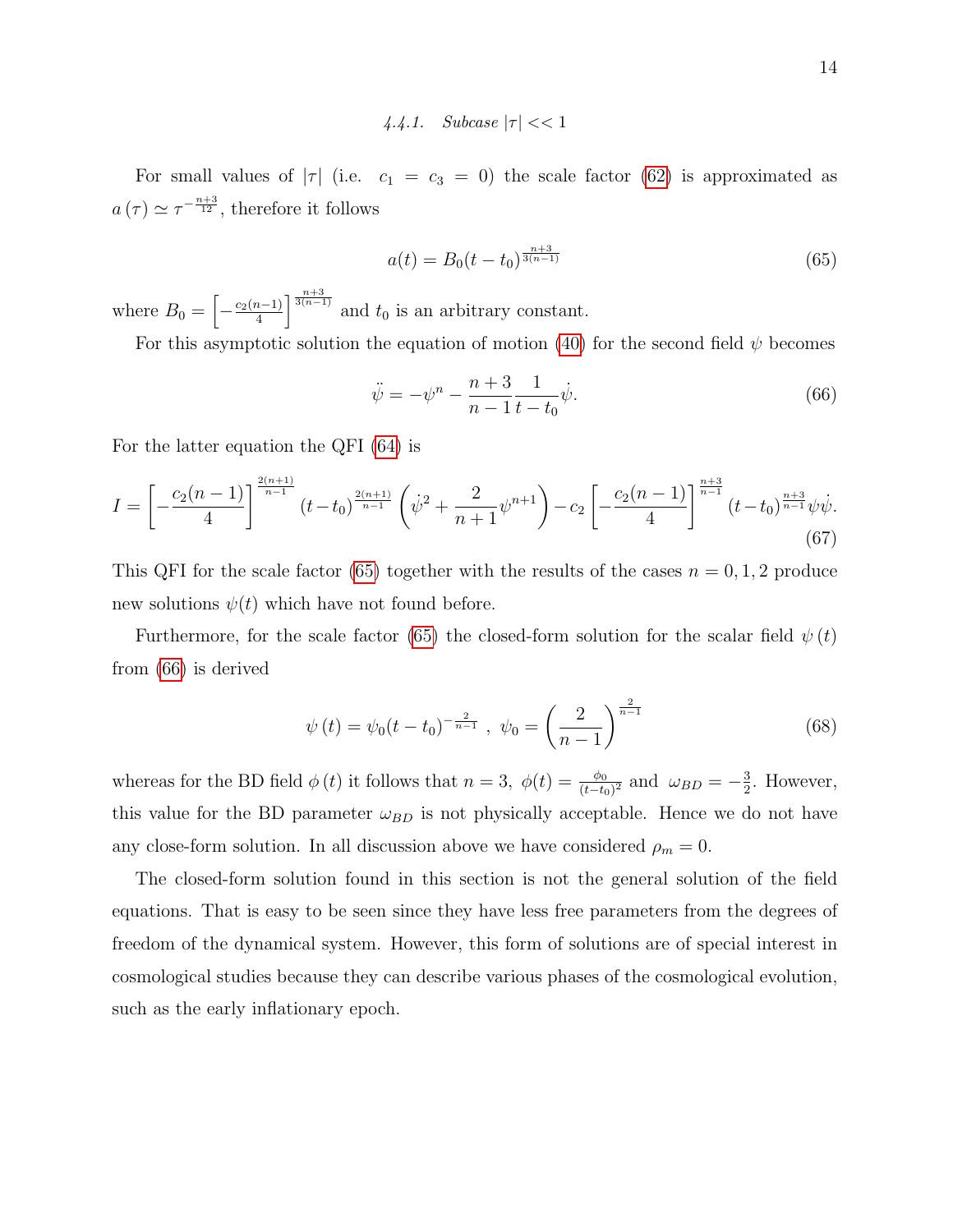#### 4.4.1. *Subcase $|\tau| << 1$*

For small values of $|\tau|$ (i.e. $c_1 = c_3 = 0$) the scale factor (62) is approximated as $a(\tau) \simeq \tau^{-\frac{n+3}{12}}$, therefore it follows

$$a(t) = B_0(t-t_0)^{\frac{n+3}{3(n-1)}} \tag{65}$$

where $B_0 = \left[-\frac{c_2(n-1)}{4}\right]^{\frac{n+3}{3(n-1)}}$ and $t_0$ is an arbitrary constant.

For this asymptotic solution the equation of motion (40) for the second field $\psi$ becomes

$$\ddot{\psi} = -\psi^n - \frac{n+3}{n-1}\frac{1}{t-t_0}\dot{\psi}. \tag{66}$$

For the latter equation the QFI (64) is

$$I = \left[-\frac{c_2(n-1)}{4}\right]^{\frac{2(n+1)}{n-1}} (t-t_0)^{\frac{2(n+1)}{n-1}} \left(\dot{\psi}^2 + \frac{2}{n+1}\psi^{n+1}\right) - c_2 \left[-\frac{c_2(n-1)}{4}\right]^{\frac{n+3}{n-1}} (t-t_0)^{\frac{n+3}{n-1}} \psi\dot{\psi}. \tag{67}$$

This QFI for the scale factor (65) together with the results of the cases $n = 0, 1, 2$ produce new solutions $\psi(t)$ which have not found before.

Furthermore, for the scale factor (65) the closed-form solution for the scalar field $\psi(t)$ from (66) is derived

$$\psi(t) = \psi_0(t-t_0)^{-\frac{2}{n-1}} \ , \ \psi_0 = \left(\frac{2}{n-1}\right)^{\frac{2}{n-1}} \tag{68}$$

whereas for the BD field $\phi(t)$ it follows that $n = 3$, $\phi(t) = \frac{\phi_0}{(t-t_0)^2}$ and $\omega_{BD} = -\frac{3}{2}$. However, this value for the BD parameter $\omega_{BD}$ is not physically acceptable. Hence we do not have any close-form solution. In all discussion above we have considered $\rho_m = 0$.

The closed-form solution found in this section is not the general solution of the field equations. That is easy to be seen since they have less free parameters from the degrees of freedom of the dynamical system. However, this form of solutions are of special interest in cosmological studies because they can describe various phases of the cosmological evolution, such as the early inflationary epoch.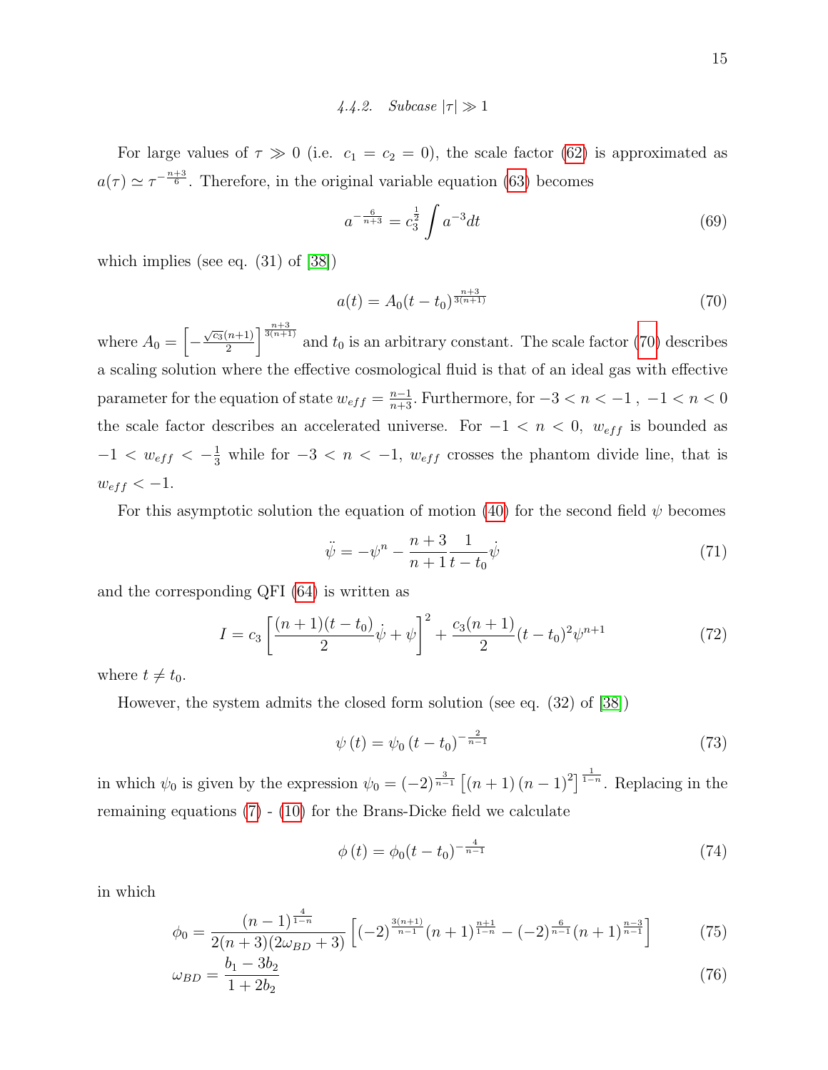#### 4.4.2. Subcase $|\tau| \gg 1$

For large values of $\tau \gg 0$ (i.e. $c_1 = c_2 = 0$), the scale factor (62) is approximated as $a(\tau) \simeq \tau^{-\frac{n+3}{6}}$. Therefore, in the original variable equation (63) becomes

$$a^{-\frac{6}{n+3}} = c_3^{\frac{1}{2}} \int a^{-3} dt \tag{69}$$

which implies (see eq. (31) of [38])

$$a(t) = A_0 (t - t_0)^{\frac{n+3}{3(n+1)}} \tag{70}$$

where $A_0 = \left[ -\frac{\sqrt{c_3}(n+1)}{2} \right]^{\frac{n+3}{3(n+1)}}$ and $t_0$ is an arbitrary constant. The scale factor (70) describes a scaling solution where the effective cosmological fluid is that of an ideal gas with effective parameter for the equation of state $w_{eff} = \frac{n-1}{n+3}$. Furthermore, for $-3 < n < -1$ , $-1 < n < 0$ the scale factor describes an accelerated universe. For $-1 < n < 0$, $w_{eff}$ is bounded as $-1 < w_{eff} < -\frac{1}{3}$ while for $-3 < n < -1$, $w_{eff}$ crosses the phantom divide line, that is $w_{eff} < -1$.

For this asymptotic solution the equation of motion (40) for the second field $\psi$ becomes

$$\ddot{\psi} = -\psi^n - \frac{n+3}{n+1} \frac{1}{t - t_0} \dot{\psi} \tag{71}$$

and the corresponding QFI (64) is written as

$$I = c_3 \left[ \frac{(n+1)(t - t_0)}{2} \dot{\psi} + \psi \right]^2 + \frac{c_3(n+1)}{2} (t - t_0)^2 \psi^{n+1} \tag{72}$$

where $t \neq t_0$.

However, the system admits the closed form solution (see eq. (32) of [38])

$$\psi(t) = \psi_0 (t - t_0)^{-\frac{2}{n-1}} \tag{73}$$

in which $\psi_0$ is given by the expression $\psi_0 = (-2)^{\frac{3}{n-1}} \left[ (n+1)(n-1)^2 \right]^{\frac{1}{1-n}}$. Replacing in the remaining equations (7) - (10) for the Brans-Dicke field we calculate

$$\phi(t) = \phi_0 (t - t_0)^{-\frac{4}{n-1}} \tag{74}$$

in which

$$\phi_0 = \frac{(n-1)^{\frac{4}{1-n}}}{2(n+3)(2\omega_{BD}+3)} \left[ (-2)^{\frac{3(n+1)}{n-1}} (n+1)^{\frac{n+1}{1-n}} - (-2)^{\frac{6}{n-1}} (n+1)^{\frac{n-3}{n-1}} \right] \tag{75}$$

$$\omega_{BD} = \frac{b_1 - 3b_2}{1 + 2b_2} \tag{76}$$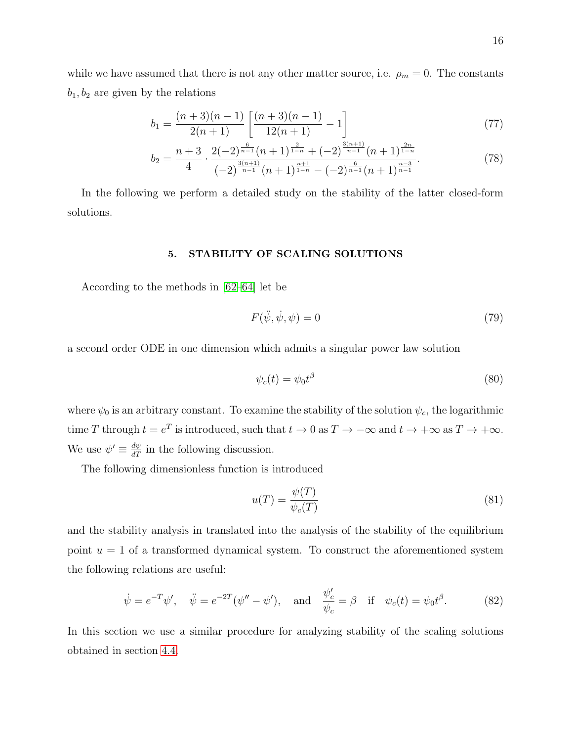while we have assumed that there is not any other matter source, i.e. $\rho_m = 0$. The constants $b_1, b_2$ are given by the relations

$$b_1 = \frac{(n+3)(n-1)}{2(n+1)} \left[ \frac{(n+3)(n-1)}{12(n+1)} - 1 \right] \tag{77}$$

$$b_2 = \frac{n+3}{4} \cdot \frac{2(-2)^{\frac{6}{n-1}}(n+1)^{\frac{2}{1-n}} + (-2)^{\frac{3(n+1)}{n-1}}(n+1)^{\frac{2n}{1-n}}}{(-2)^{\frac{3(n+1)}{n-1}}(n+1)^{\frac{n+1}{1-n}} - (-2)^{\frac{6}{n-1}}(n+1)^{\frac{n-3}{n-1}}}. \tag{78}$$

In the following we perform a detailed study on the stability of the latter closed-form solutions.

## 5. STABILITY OF SCALING SOLUTIONS

According to the methods in [62–64] let be

$$F(\ddot{\psi}, \dot{\psi}, \psi) = 0 \tag{79}$$

a second order ODE in one dimension which admits a singular power law solution

$$\psi_c(t) = \psi_0 t^\beta \tag{80}$$

where $\psi_0$ is an arbitrary constant. To examine the stability of the solution $\psi_c$, the logarithmic time $T$ through $t = e^T$ is introduced, such that $t \to 0$ as $T \to -\infty$ and $t \to +\infty$ as $T \to +\infty$. We use $\psi' \equiv \frac{d\psi}{dT}$ in the following discussion.

The following dimensionless function is introduced

$$u(T) = \frac{\psi(T)}{\psi_c(T)} \tag{81}$$

and the stability analysis in translated into the analysis of the stability of the equilibrium point $u = 1$ of a transformed dynamical system. To construct the aforementioned system the following relations are useful:

$$\dot{\psi} = e^{-T}\psi', \quad \ddot{\psi} = e^{-2T}(\psi'' - \psi'), \quad \text{and} \quad \frac{\psi_c'}{\psi_c} = \beta \quad \text{if} \quad \psi_c(t) = \psi_0 t^\beta. \tag{82}$$

In this section we use a similar procedure for analyzing stability of the scaling solutions obtained in section 4.4.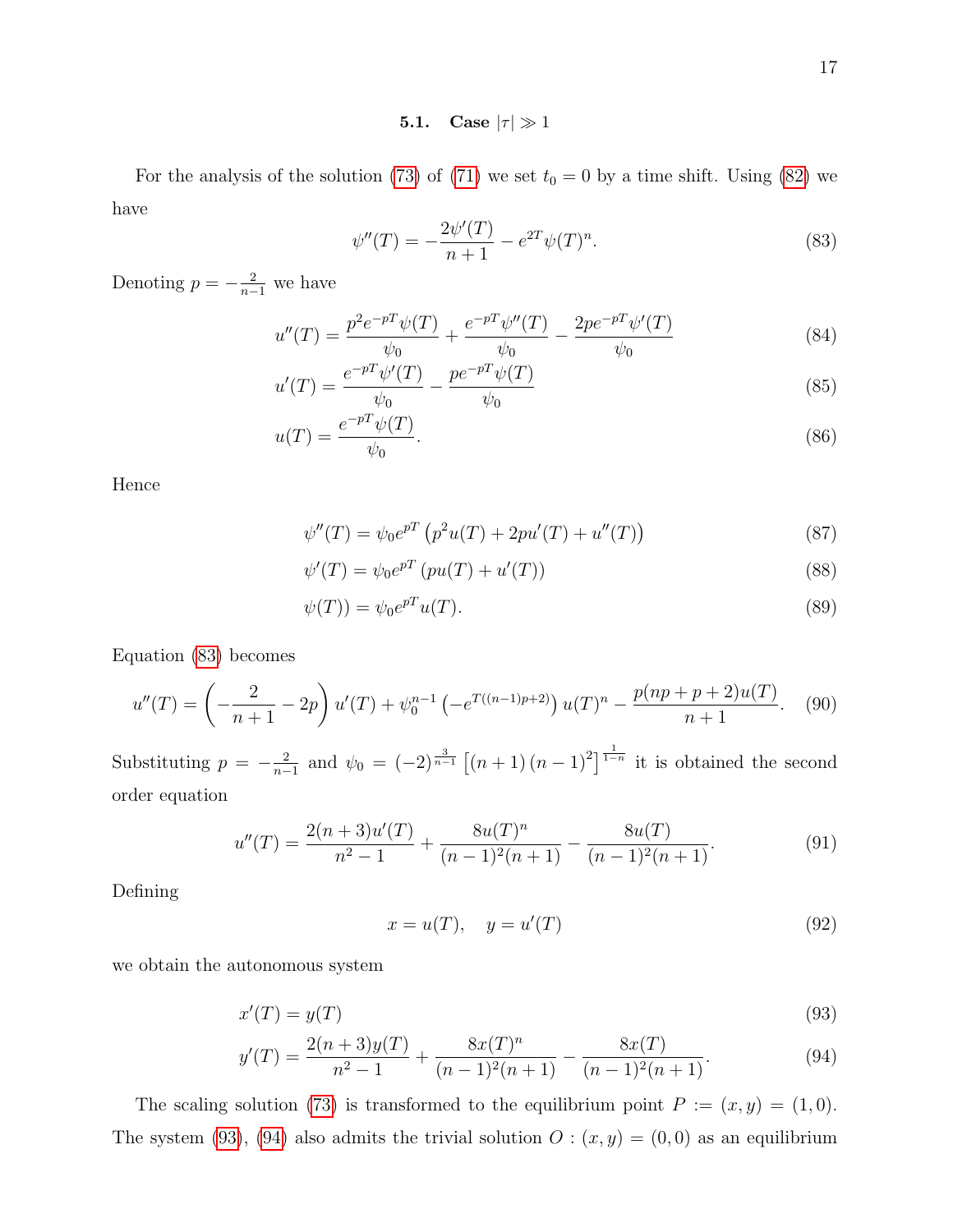### 5.1. Case $|\tau| \gg 1$

For the analysis of the solution (73) of (71) we set $t_0 = 0$ by a time shift. Using (82) we have

$$\psi''(T) = -\frac{2\psi'(T)}{n+1} - e^{2T}\psi(T)^n. \tag{83}$$

Denoting $p = -\frac{2}{n-1}$ we have

$$u''(T) = \frac{p^2 e^{-pT}\psi(T)}{\psi_0} + \frac{e^{-pT}\psi''(T)}{\psi_0} - \frac{2pe^{-pT}\psi'(T)}{\psi_0} \tag{84}$$

$$u'(T) = \frac{e^{-pT}\psi'(T)}{\psi_0} - \frac{pe^{-pT}\psi(T)}{\psi_0} \tag{85}$$

$$u(T) = \frac{e^{-pT}\psi(T)}{\psi_0}. \tag{86}$$

Hence

$$\psi''(T) = \psi_0 e^{pT}\left(p^2 u(T) + 2pu'(T) + u''(T)\right) \tag{87}$$

$$\psi'(T) = \psi_0 e^{pT}\left(pu(T) + u'(T)\right) \tag{88}$$

$$\psi(T)) = \psi_0 e^{pT} u(T). \tag{89}$$

Equation (83) becomes

$$u''(T) = \left(-\frac{2}{n+1} - 2p\right)u'(T) + \psi_0^{n-1}\left(-e^{T((n-1)p+2)}\right)u(T)^n - \frac{p(np+p+2)u(T)}{n+1}. \tag{90}$$

Substituting $p = -\frac{2}{n-1}$ and $\psi_0 = (-2)^{\frac{3}{n-1}}\left[(n+1)(n-1)^2\right]^{\frac{1}{1-n}}$ it is obtained the second order equation

$$u''(T) = \frac{2(n+3)u'(T)}{n^2-1} + \frac{8u(T)^n}{(n-1)^2(n+1)} - \frac{8u(T)}{(n-1)^2(n+1)}. \tag{91}$$

Defining

$$x = u(T), \quad y = u'(T) \tag{92}$$

we obtain the autonomous system

$$x'(T) = y(T) \tag{93}$$

$$y'(T) = \frac{2(n+3)y(T)}{n^2-1} + \frac{8x(T)^n}{(n-1)^2(n+1)} - \frac{8x(T)}{(n-1)^2(n+1)}. \tag{94}$$

The scaling solution (73) is transformed to the equilibrium point $P := (x, y) = (1, 0)$. The system (93), (94) also admits the trivial solution $O : (x, y) = (0, 0)$ as an equilibrium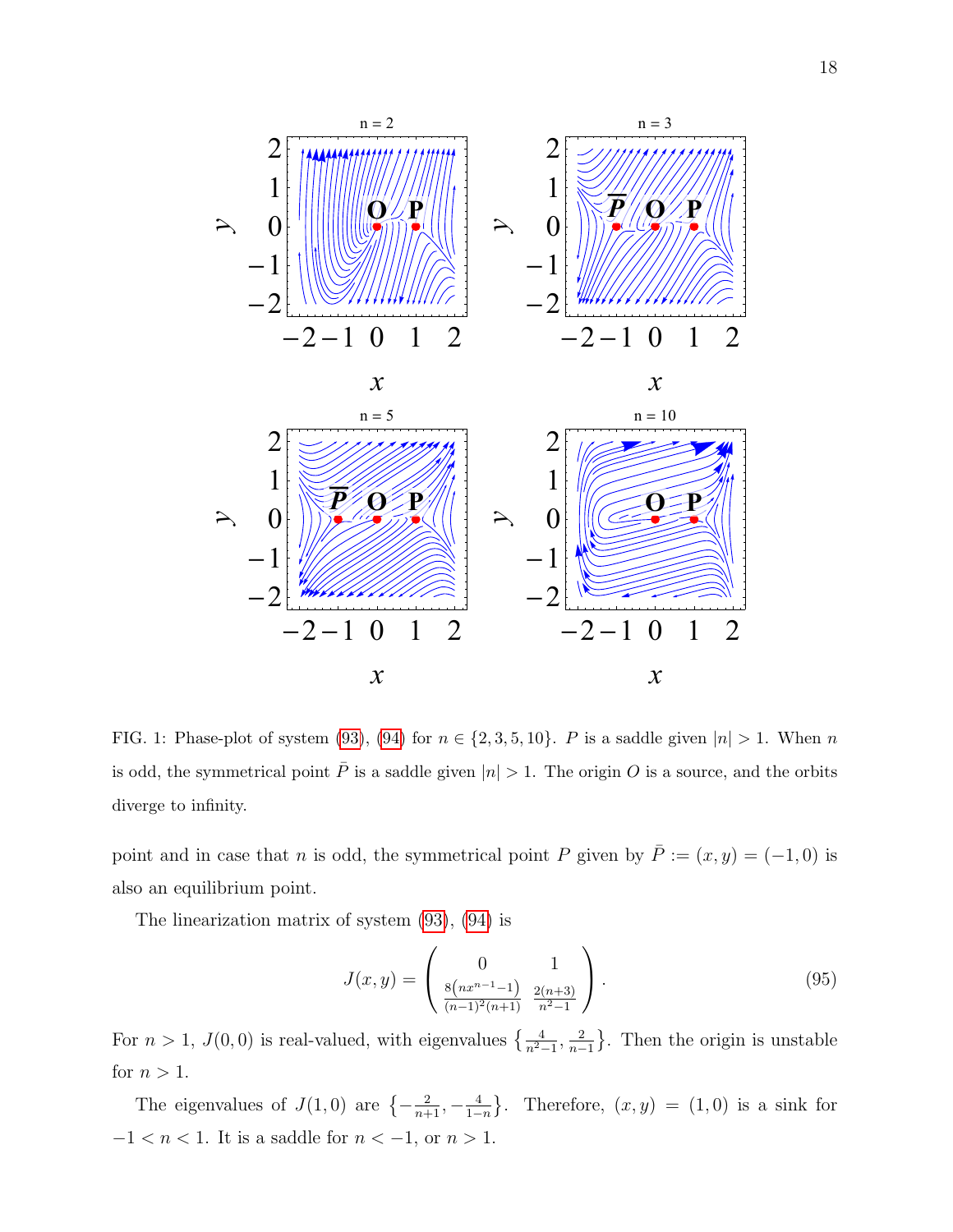FIG. 1: Phase-plot of system (93), (94) for $n \in \{2, 3, 5, 10\}$. $P$ is a saddle given $|n| > 1$. When $n$ is odd, the symmetrical point $\bar{P}$ is a saddle given $|n| > 1$. The origin $O$ is a source, and the orbits diverge to infinity.

point and in case that $n$ is odd, the symmetrical point $P$ given by $\bar{P} := (x, y) = (-1, 0)$ is also an equilibrium point.

The linearization matrix of system (93), (94) is

$$J(x, y) = \begin{pmatrix} 0 & 1 \\ \frac{8\left(nx^{n-1}-1\right)}{(n-1)^2(n+1)} & \frac{2(n+3)}{n^2-1} \end{pmatrix}. \tag{95}$$

For $n > 1$, $J(0, 0)$ is real-valued, with eigenvalues $\left\{\frac{4}{n^2-1}, \frac{2}{n-1}\right\}$. Then the origin is unstable for $n > 1$.

The eigenvalues of $J(1, 0)$ are $\left\{-\frac{2}{n+1}, -\frac{4}{1-n}\right\}$. Therefore, $(x, y) = (1, 0)$ is a sink for $-1 < n < 1$. It is a saddle for $n < -1$, or $n > 1$.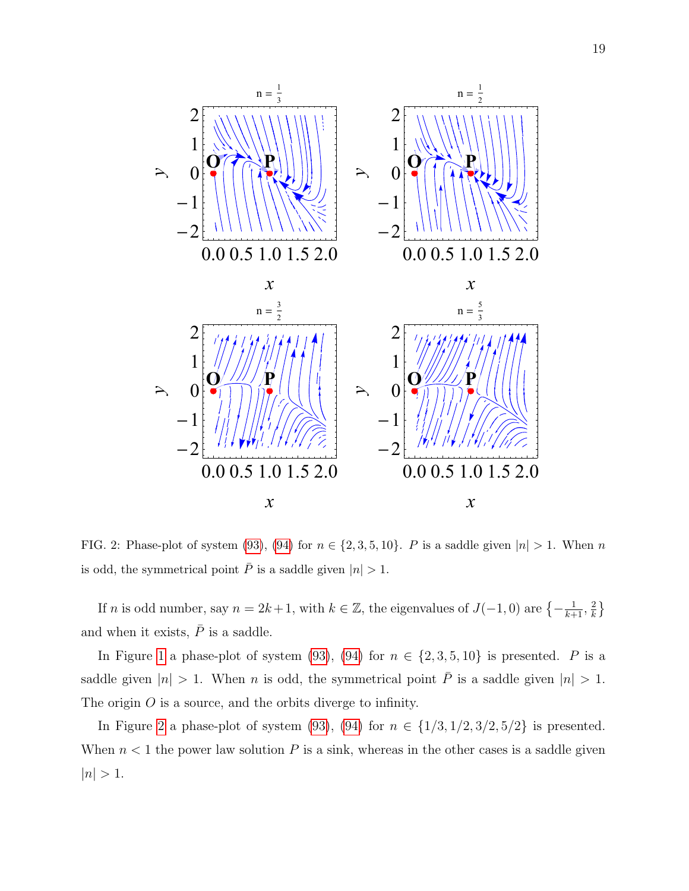FIG. 2: Phase-plot of system (93), (94) for $n \in \{2, 3, 5, 10\}$. $P$ is a saddle given $|n| > 1$. When $n$ is odd, the symmetrical point $\bar{P}$ is a saddle given $|n| > 1$.

If $n$ is odd number, say $n = 2k+1$, with $k \in \mathbb{Z}$, the eigenvalues of $J(-1, 0)$ are $\left\{-\frac{1}{k+1}, \frac{2}{k}\right\}$ and when it exists, $\bar{P}$ is a saddle.

In Figure 1 a phase-plot of system (93), (94) for $n \in \{2, 3, 5, 10\}$ is presented. $P$ is a saddle given $|n| > 1$. When $n$ is odd, the symmetrical point $\bar{P}$ is a saddle given $|n| > 1$. The origin $O$ is a source, and the orbits diverge to infinity.

In Figure 2 a phase-plot of system (93), (94) for $n \in \{1/3, 1/2, 3/2, 5/2\}$ is presented. When $n < 1$ the power law solution $P$ is a sink, whereas in the other cases is a saddle given $|n| > 1$.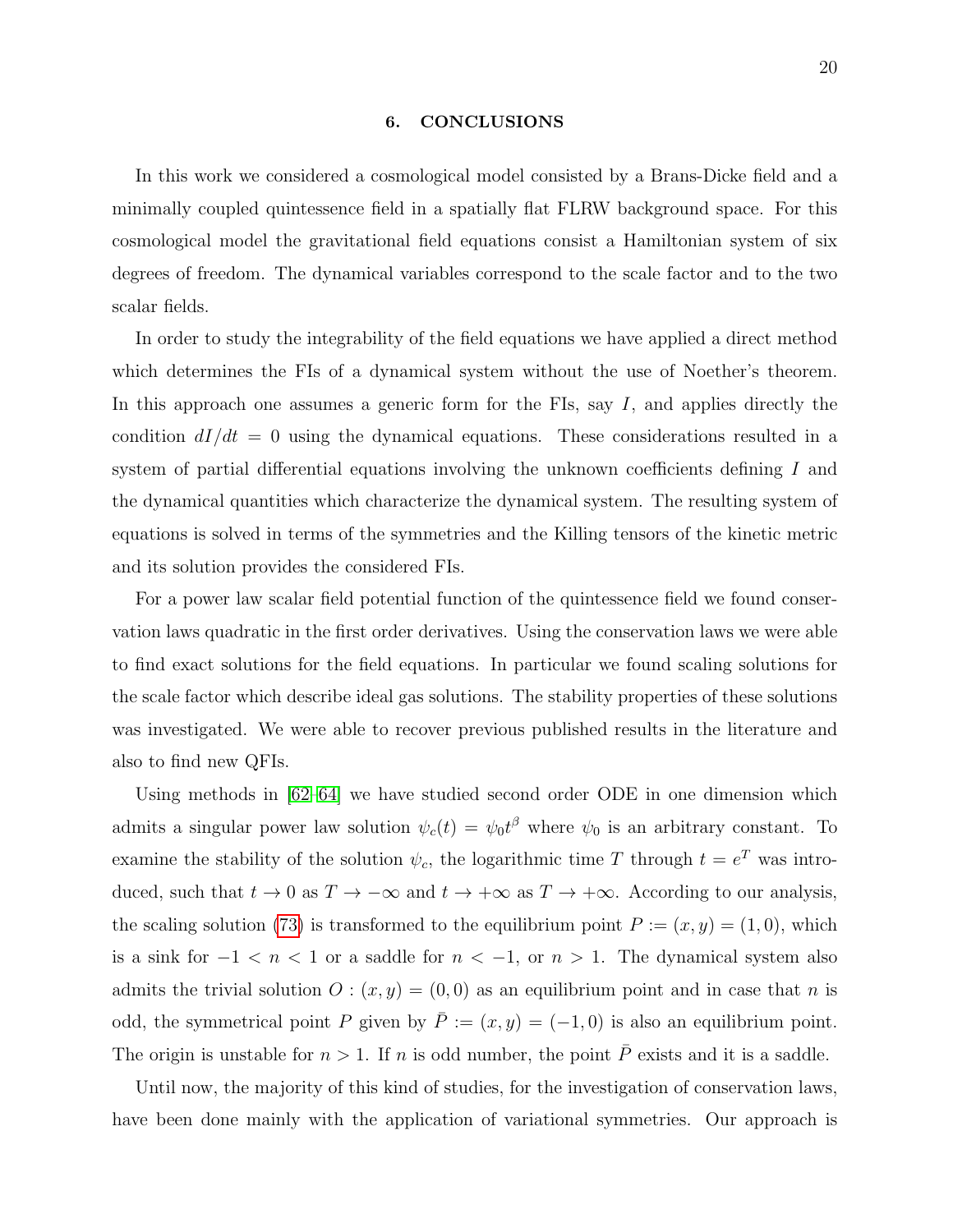## 6. CONCLUSIONS

In this work we considered a cosmological model consisted by a Brans-Dicke field and a minimally coupled quintessence field in a spatially flat FLRW background space. For this cosmological model the gravitational field equations consist a Hamiltonian system of six degrees of freedom. The dynamical variables correspond to the scale factor and to the two scalar fields.

In order to study the integrability of the field equations we have applied a direct method which determines the FIs of a dynamical system without the use of Noether's theorem. In this approach one assumes a generic form for the FIs, say $I$, and applies directly the condition $dI/dt = 0$ using the dynamical equations. These considerations resulted in a system of partial differential equations involving the unknown coefficients defining $I$ and the dynamical quantities which characterize the dynamical system. The resulting system of equations is solved in terms of the symmetries and the Killing tensors of the kinetic metric and its solution provides the considered FIs.

For a power law scalar field potential function of the quintessence field we found conservation laws quadratic in the first order derivatives. Using the conservation laws we were able to find exact solutions for the field equations. In particular we found scaling solutions for the scale factor which describe ideal gas solutions. The stability properties of these solutions was investigated. We were able to recover previous published results in the literature and also to find new QFIs.

Using methods in [62–64] we have studied second order ODE in one dimension which admits a singular power law solution $\psi_c(t) = \psi_0 t^\beta$ where $\psi_0$ is an arbitrary constant. To examine the stability of the solution $\psi_c$, the logarithmic time $T$ through $t = e^T$ was introduced, such that $t \to 0$ as $T \to -\infty$ and $t \to +\infty$ as $T \to +\infty$. According to our analysis, the scaling solution (73) is transformed to the equilibrium point $P := (x, y) = (1, 0)$, which is a sink for $-1 < n < 1$ or a saddle for $n < -1$, or $n > 1$. The dynamical system also admits the trivial solution $O : (x, y) = (0, 0)$ as an equilibrium point and in case that $n$ is odd, the symmetrical point $P$ given by $\bar{P} := (x, y) = (-1, 0)$ is also an equilibrium point. The origin is unstable for $n > 1$. If $n$ is odd number, the point $\bar{P}$ exists and it is a saddle.

Until now, the majority of this kind of studies, for the investigation of conservation laws, have been done mainly with the application of variational symmetries. Our approach is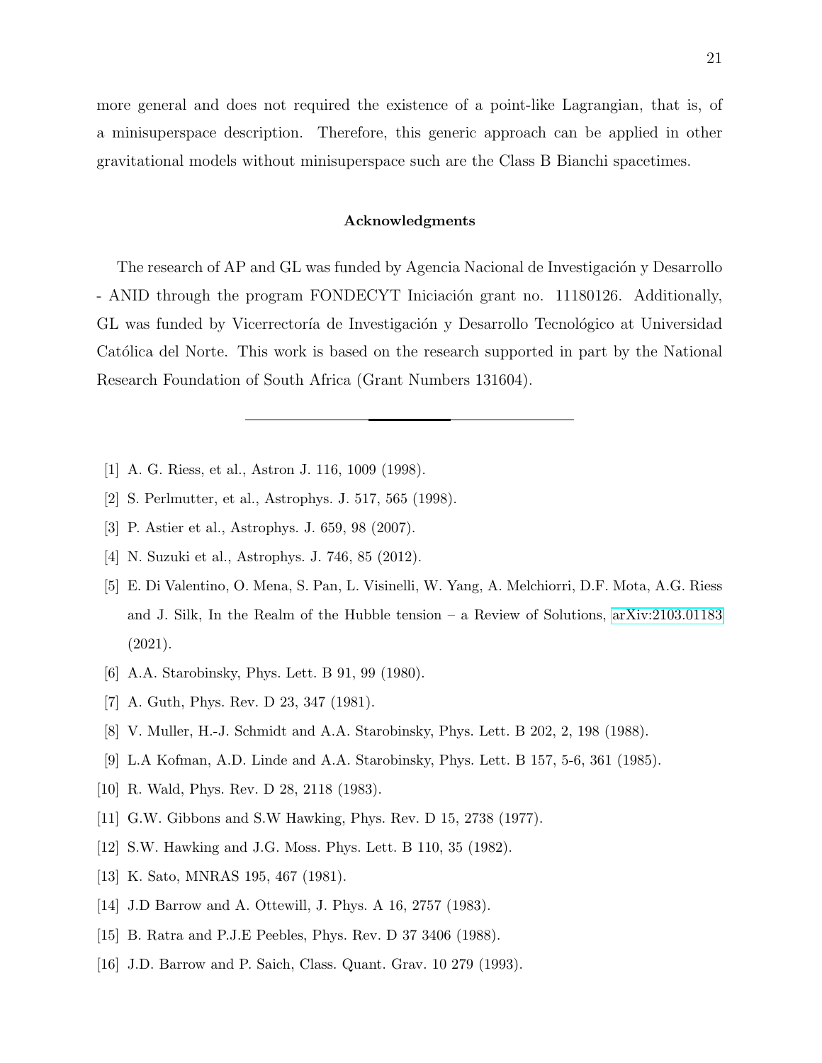more general and does not required the existence of a point-like Lagrangian, that is, of a minisuperspace description. Therefore, this generic approach can be applied in other gravitational models without minisuperspace such are the Class B Bianchi spacetimes.

### Acknowledgments

The research of AP and GL was funded by Agencia Nacional de Investigación y Desarrollo - ANID through the program FONDECYT Iniciación grant no. 11180126. Additionally, GL was funded by Vicerrectoría de Investigación y Desarrollo Tecnológico at Universidad Católica del Norte. This work is based on the research supported in part by the National Research Foundation of South Africa (Grant Numbers 131604).

---

[1] A. G. Riess, et al., Astron J. 116, 1009 (1998).

[2] S. Perlmutter, et al., Astrophys. J. 517, 565 (1998).

[3] P. Astier et al., Astrophys. J. 659, 98 (2007).

[4] N. Suzuki et al., Astrophys. J. 746, 85 (2012).

[5] E. Di Valentino, O. Mena, S. Pan, L. Visinelli, W. Yang, A. Melchiorri, D.F. Mota, A.G. Riess and J. Silk, In the Realm of the Hubble tension – a Review of Solutions, arXiv:2103.01183 (2021).

[6] A.A. Starobinsky, Phys. Lett. B 91, 99 (1980).

[7] A. Guth, Phys. Rev. D 23, 347 (1981).

[8] V. Muller, H.-J. Schmidt and A.A. Starobinsky, Phys. Lett. B 202, 2, 198 (1988).

[9] L.A Kofman, A.D. Linde and A.A. Starobinsky, Phys. Lett. B 157, 5-6, 361 (1985).

[10] R. Wald, Phys. Rev. D 28, 2118 (1983).

[11] G.W. Gibbons and S.W Hawking, Phys. Rev. D 15, 2738 (1977).

[12] S.W. Hawking and J.G. Moss. Phys. Lett. B 110, 35 (1982).

[13] K. Sato, MNRAS 195, 467 (1981).

[14] J.D Barrow and A. Ottewill, J. Phys. A 16, 2757 (1983).

[15] B. Ratra and P.J.E Peebles, Phys. Rev. D 37 3406 (1988).

[16] J.D. Barrow and P. Saich, Class. Quant. Grav. 10 279 (1993).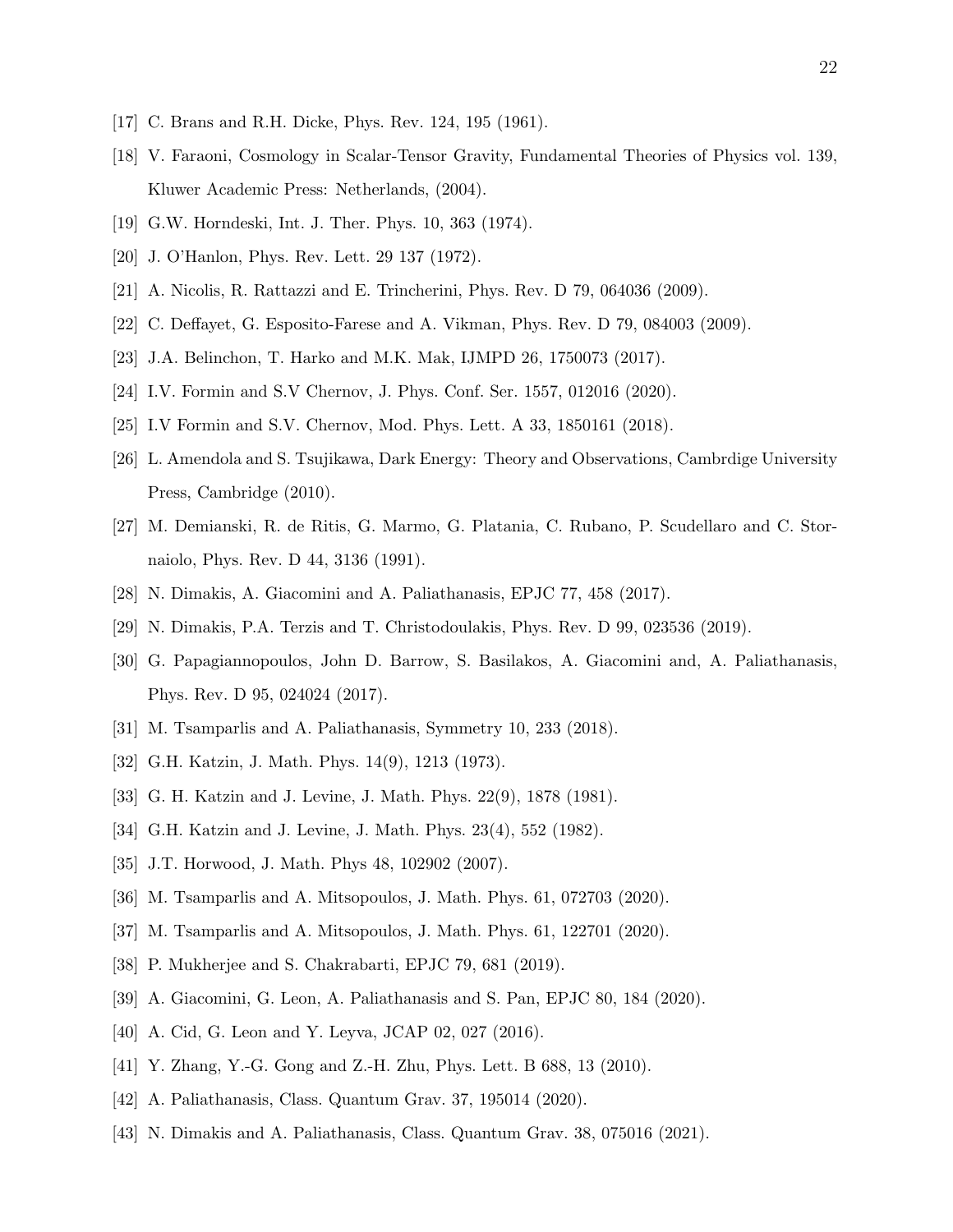[17] C. Brans and R.H. Dicke, Phys. Rev. 124, 195 (1961).

[18] V. Faraoni, Cosmology in Scalar-Tensor Gravity, Fundamental Theories of Physics vol. 139, Kluwer Academic Press: Netherlands, (2004).

[19] G.W. Horndeski, Int. J. Ther. Phys. 10, 363 (1974).

[20] J. O'Hanlon, Phys. Rev. Lett. 29 137 (1972).

[21] A. Nicolis, R. Rattazzi and E. Trincherini, Phys. Rev. D 79, 064036 (2009).

[22] C. Deffayet, G. Esposito-Farese and A. Vikman, Phys. Rev. D 79, 084003 (2009).

[23] J.A. Belinchon, T. Harko and M.K. Mak, IJMPD 26, 1750073 (2017).

[24] I.V. Formin and S.V Chernov, J. Phys. Conf. Ser. 1557, 012016 (2020).

[25] I.V Formin and S.V. Chernov, Mod. Phys. Lett. A 33, 1850161 (2018).

[26] L. Amendola and S. Tsujikawa, Dark Energy: Theory and Observations, Cambrdige University Press, Cambridge (2010).

[27] M. Demianski, R. de Ritis, G. Marmo, G. Platania, C. Rubano, P. Scudellaro and C. Stornaiolo, Phys. Rev. D 44, 3136 (1991).

[28] N. Dimakis, A. Giacomini and A. Paliathanasis, EPJC 77, 458 (2017).

[29] N. Dimakis, P.A. Terzis and T. Christodoulakis, Phys. Rev. D 99, 023536 (2019).

[30] G. Papagiannopoulos, John D. Barrow, S. Basilakos, A. Giacomini and, A. Paliathanasis, Phys. Rev. D 95, 024024 (2017).

[31] M. Tsamparlis and A. Paliathanasis, Symmetry 10, 233 (2018).

[32] G.H. Katzin, J. Math. Phys. 14(9), 1213 (1973).

[33] G. H. Katzin and J. Levine, J. Math. Phys. 22(9), 1878 (1981).

[34] G.H. Katzin and J. Levine, J. Math. Phys. 23(4), 552 (1982).

[35] J.T. Horwood, J. Math. Phys 48, 102902 (2007).

[36] M. Tsamparlis and A. Mitsopoulos, J. Math. Phys. 61, 072703 (2020).

[37] M. Tsamparlis and A. Mitsopoulos, J. Math. Phys. 61, 122701 (2020).

[38] P. Mukherjee and S. Chakrabarti, EPJC 79, 681 (2019).

[39] A. Giacomini, G. Leon, A. Paliathanasis and S. Pan, EPJC 80, 184 (2020).

[40] A. Cid, G. Leon and Y. Leyva, JCAP 02, 027 (2016).

[41] Y. Zhang, Y.-G. Gong and Z.-H. Zhu, Phys. Lett. B 688, 13 (2010).

[42] A. Paliathanasis, Class. Quantum Grav. 37, 195014 (2020).

[43] N. Dimakis and A. Paliathanasis, Class. Quantum Grav. 38, 075016 (2021).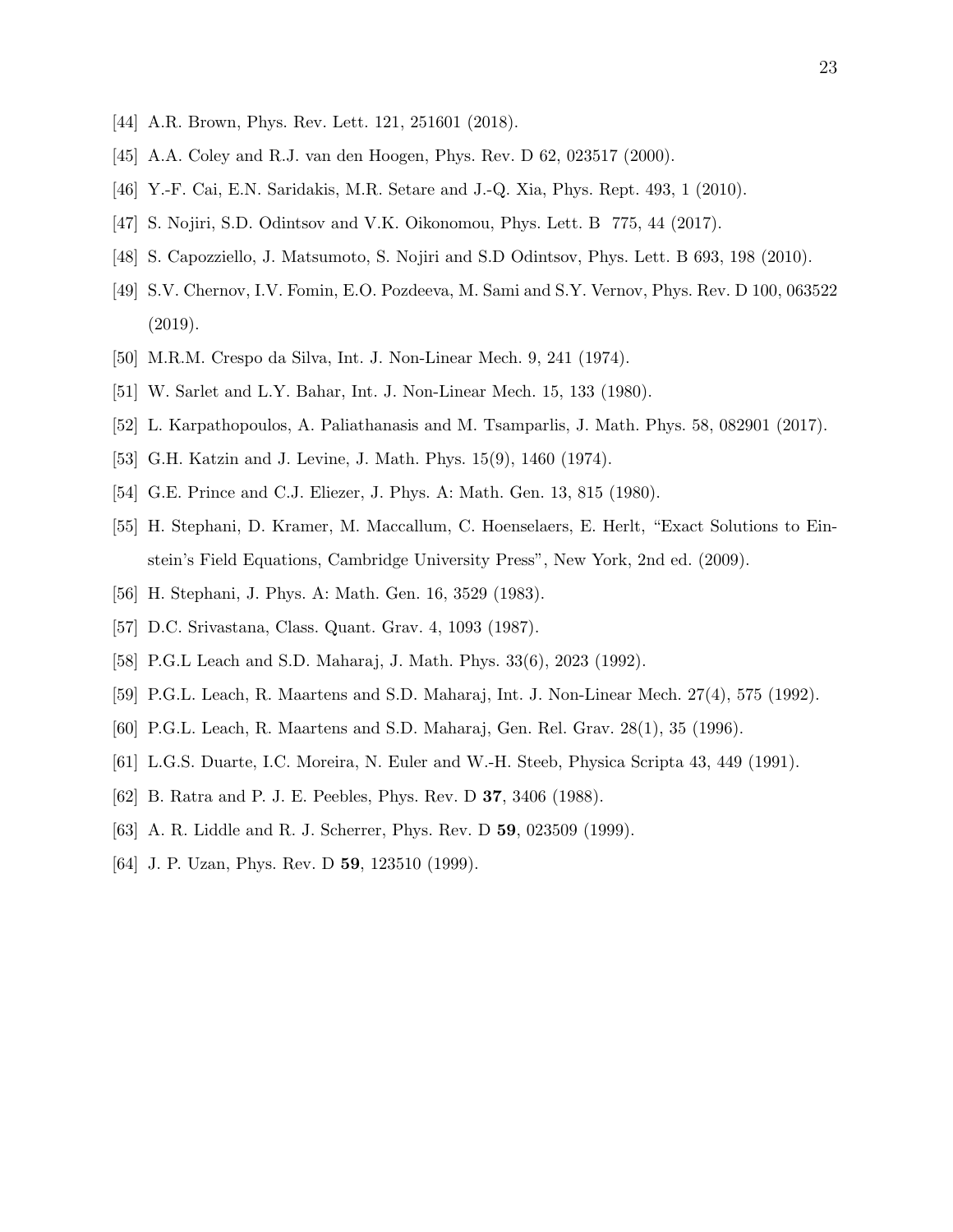[44] A.R. Brown, Phys. Rev. Lett. 121, 251601 (2018).

[45] A.A. Coley and R.J. van den Hoogen, Phys. Rev. D 62, 023517 (2000).

[46] Y.-F. Cai, E.N. Saridakis, M.R. Setare and J.-Q. Xia, Phys. Rept. 493, 1 (2010).

[47] S. Nojiri, S.D. Odintsov and V.K. Oikonomou, Phys. Lett. B 775, 44 (2017).

[48] S. Capozziello, J. Matsumoto, S. Nojiri and S.D Odintsov, Phys. Lett. B 693, 198 (2010).

[49] S.V. Chernov, I.V. Fomin, E.O. Pozdeeva, M. Sami and S.Y. Vernov, Phys. Rev. D 100, 063522 (2019).

[50] M.R.M. Crespo da Silva, Int. J. Non-Linear Mech. 9, 241 (1974).

[51] W. Sarlet and L.Y. Bahar, Int. J. Non-Linear Mech. 15, 133 (1980).

[52] L. Karpathopoulos, A. Paliathanasis and M. Tsamparlis, J. Math. Phys. 58, 082901 (2017).

[53] G.H. Katzin and J. Levine, J. Math. Phys. 15(9), 1460 (1974).

[54] G.E. Prince and C.J. Eliezer, J. Phys. A: Math. Gen. 13, 815 (1980).

[55] H. Stephani, D. Kramer, M. Maccallum, C. Hoenselaers, E. Herlt, "Exact Solutions to Einstein's Field Equations, Cambridge University Press", New York, 2nd ed. (2009).

[56] H. Stephani, J. Phys. A: Math. Gen. 16, 3529 (1983).

[57] D.C. Srivastana, Class. Quant. Grav. 4, 1093 (1987).

[58] P.G.L Leach and S.D. Maharaj, J. Math. Phys. 33(6), 2023 (1992).

[59] P.G.L. Leach, R. Maartens and S.D. Maharaj, Int. J. Non-Linear Mech. 27(4), 575 (1992).

[60] P.G.L. Leach, R. Maartens and S.D. Maharaj, Gen. Rel. Grav. 28(1), 35 (1996).

[61] L.G.S. Duarte, I.C. Moreira, N. Euler and W.-H. Steeb, Physica Scripta 43, 449 (1991).

[62] B. Ratra and P. J. E. Peebles, Phys. Rev. D **37**, 3406 (1988).

[63] A. R. Liddle and R. J. Scherrer, Phys. Rev. D **59**, 023509 (1999).

[64] J. P. Uzan, Phys. Rev. D **59**, 123510 (1999).